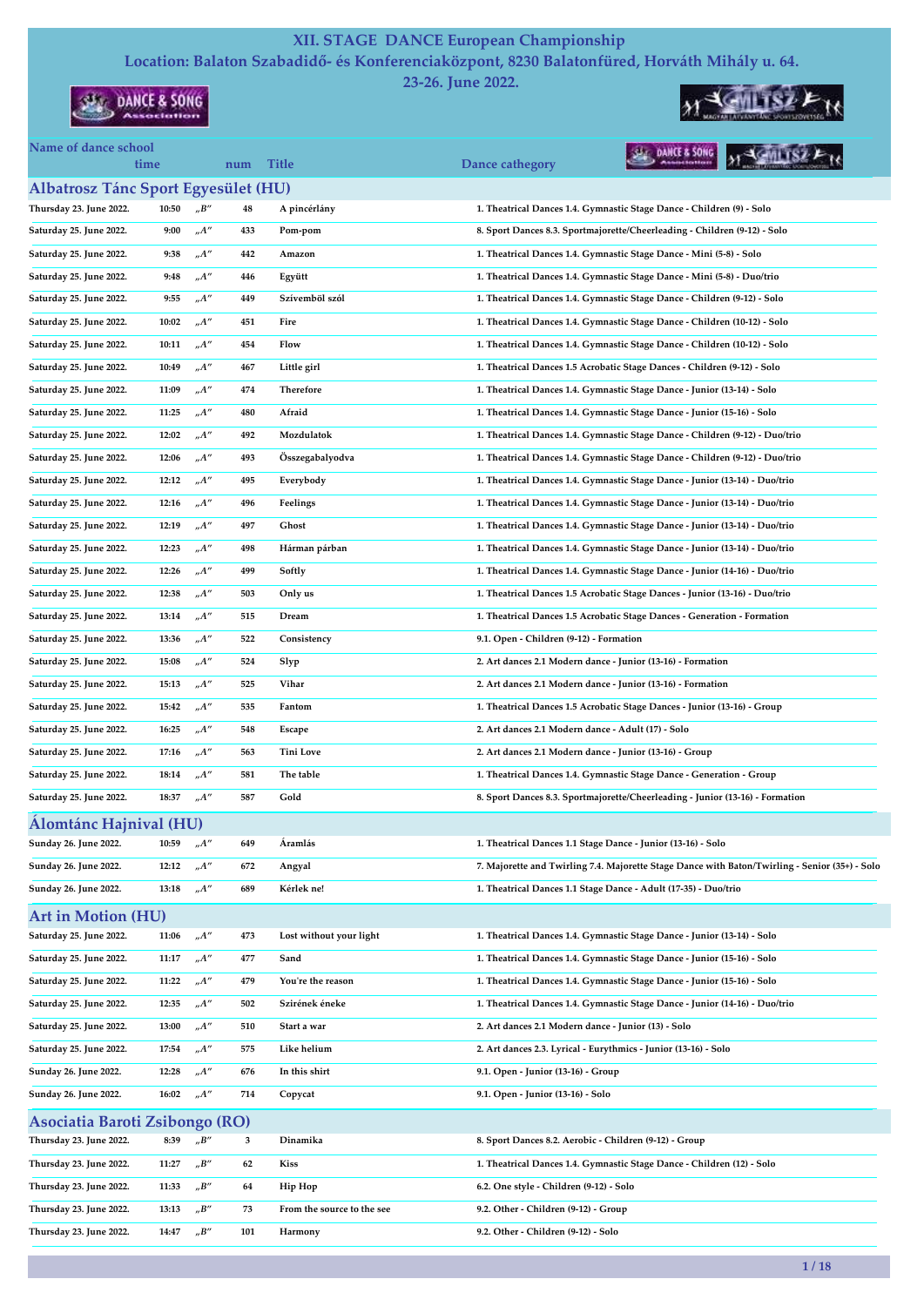# XII. STAGE DANCE European Championship

## Location: Balaton Szabadidő- és Konferenciaközpont, 8230 Balatonfüred, Horváth Mihály u. 64.

## 23-26. June 2022.

Name of dance school

| time | | | num | Title | Dance cathegory |
|---|---|---|---|---|---|

### Albatrosz Tánc Sport Egyesület (HU)

| | time | | num | Title | Dance cathegory |
|---|---|---|---|---|---|
| Thursday 23. June 2022. | 10:50 | „B" | 48 | A pincérlány | 1. Theatrical Dances 1.4. Gymnastic Stage Dance - Children (9) - Solo |
| Saturday 25. June 2022. | 9:00 | „A" | 433 | Pom-pom | 8. Sport Dances 8.3. Sportmajorette/Cheerleading - Children (9-12) - Solo |
| Saturday 25. June 2022. | 9:38 | „A" | 442 | Amazon | 1. Theatrical Dances 1.4. Gymnastic Stage Dance - Mini (5-8) - Solo |
| Saturday 25. June 2022. | 9:48 | „A" | 446 | Együtt | 1. Theatrical Dances 1.4. Gymnastic Stage Dance - Mini (5-8) - Duo/trio |
| Saturday 25. June 2022. | 9:55 | „A" | 449 | Szívemböl szól | 1. Theatrical Dances 1.4. Gymnastic Stage Dance - Children (9-12) - Solo |
| Saturday 25. June 2022. | 10:02 | „A" | 451 | Fire | 1. Theatrical Dances 1.4. Gymnastic Stage Dance - Children (10-12) - Solo |
| Saturday 25. June 2022. | 10:11 | „A" | 454 | Flow | 1. Theatrical Dances 1.4. Gymnastic Stage Dance - Children (10-12) - Solo |
| Saturday 25. June 2022. | 10:49 | „A" | 467 | Little girl | 1. Theatrical Dances 1.5 Acrobatic Stage Dances - Children (9-12) - Solo |
| Saturday 25. June 2022. | 11:09 | „A" | 474 | Therefore | 1. Theatrical Dances 1.4. Gymnastic Stage Dance - Junior (13-14) - Solo |
| Saturday 25. June 2022. | 11:25 | „A" | 480 | Afraid | 1. Theatrical Dances 1.4. Gymnastic Stage Dance - Junior (15-16) - Solo |
| Saturday 25. June 2022. | 12:02 | „A" | 492 | Mozdulatok | 1. Theatrical Dances 1.4. Gymnastic Stage Dance - Children (9-12) - Duo/trio |
| Saturday 25. June 2022. | 12:06 | „A" | 493 | Összegabalyodva | 1. Theatrical Dances 1.4. Gymnastic Stage Dance - Children (9-12) - Duo/trio |
| Saturday 25. June 2022. | 12:12 | „A" | 495 | Everybody | 1. Theatrical Dances 1.4. Gymnastic Stage Dance - Junior (13-14) - Duo/trio |
| Saturday 25. June 2022. | 12:16 | „A" | 496 | Feelings | 1. Theatrical Dances 1.4. Gymnastic Stage Dance - Junior (13-14) - Duo/trio |
| Saturday 25. June 2022. | 12:19 | „A" | 497 | Ghost | 1. Theatrical Dances 1.4. Gymnastic Stage Dance - Junior (13-14) - Duo/trio |
| Saturday 25. June 2022. | 12:23 | „A" | 498 | Hárman párban | 1. Theatrical Dances 1.4. Gymnastic Stage Dance - Junior (13-14) - Duo/trio |
| Saturday 25. June 2022. | 12:26 | „A" | 499 | Softly | 1. Theatrical Dances 1.4. Gymnastic Stage Dance - Junior (14-16) - Duo/trio |
| Saturday 25. June 2022. | 12:38 | „A" | 503 | Only us | 1. Theatrical Dances 1.5 Acrobatic Stage Dances - Junior (13-16) - Duo/trio |
| Saturday 25. June 2022. | 13:14 | „A" | 515 | Dream | 1. Theatrical Dances 1.5 Acrobatic Stage Dances - Generation - Formation |
| Saturday 25. June 2022. | 13:36 | „A" | 522 | Consistency | 9.1. Open - Children (9-12) - Formation |
| Saturday 25. June 2022. | 15:08 | „A" | 524 | Slyp | 2. Art dances 2.1 Modern dance - Junior (13-16) - Formation |
| Saturday 25. June 2022. | 15:13 | „A" | 525 | Vihar | 2. Art dances 2.1 Modern dance - Junior (13-16) - Formation |
| Saturday 25. June 2022. | 15:42 | „A" | 535 | Fantom | 1. Theatrical Dances 1.5 Acrobatic Stage Dances - Junior (13-16) - Group |
| Saturday 25. June 2022. | 16:25 | „A" | 548 | Escape | 2. Art dances 2.1 Modern dance - Adult (17) - Solo |
| Saturday 25. June 2022. | 17:16 | „A" | 563 | Tini Love | 2. Art dances 2.1 Modern dance - Junior (13-16) - Group |
| Saturday 25. June 2022. | 18:14 | „A" | 581 | The table | 1. Theatrical Dances 1.4. Gymnastic Stage Dance - Generation - Group |
| Saturday 25. June 2022. | 18:37 | „A" | 587 | Gold | 8. Sport Dances 8.3. Sportmajorette/Cheerleading - Junior (13-16) - Formation |

### Álomtánc Hajnival (HU)

| | time | | num | Title | Dance cathegory |
|---|---|---|---|---|---|
| Sunday 26. June 2022. | 10:59 | „A" | 649 | Áramlás | 1. Theatrical Dances 1.1 Stage Dance - Junior (13-16) - Solo |
| Sunday 26. June 2022. | 12:12 | „A" | 672 | Angyal | 7. Majorette and Twirling 7.4. Majorette Stage Dance with Baton/Twirling - Senior (35+) - Solo |
| Sunday 26. June 2022. | 13:18 | „A" | 689 | Kérlek ne! | 1. Theatrical Dances 1.1 Stage Dance - Adult (17-35) - Duo/trio |

### Art in Motion (HU)

| | time | | num | Title | Dance cathegory |
|---|---|---|---|---|---|
| Saturday 25. June 2022. | 11:06 | „A" | 473 | Lost without your light | 1. Theatrical Dances 1.4. Gymnastic Stage Dance - Junior (13-14) - Solo |
| Saturday 25. June 2022. | 11:17 | „A" | 477 | Sand | 1. Theatrical Dances 1.4. Gymnastic Stage Dance - Junior (15-16) - Solo |
| Saturday 25. June 2022. | 11:22 | „A" | 479 | You're the reason | 1. Theatrical Dances 1.4. Gymnastic Stage Dance - Junior (15-16) - Solo |
| Saturday 25. June 2022. | 12:35 | „A" | 502 | Szirének éneke | 1. Theatrical Dances 1.4. Gymnastic Stage Dance - Junior (14-16) - Duo/trio |
| Saturday 25. June 2022. | 13:00 | „A" | 510 | Start a war | 2. Art dances 2.1 Modern dance - Junior (13) - Solo |
| Saturday 25. June 2022. | 17:54 | „A" | 575 | Like helium | 2. Art dances 2.3. Lyrical - Eurythmics - Junior (13-16) - Solo |
| Sunday 26. June 2022. | 12:28 | „A" | 676 | In this shirt | 9.1. Open - Junior (13-16) - Group |
| Sunday 26. June 2022. | 16:02 | „A" | 714 | Copycat | 9.1. Open - Junior (13-16) - Solo |

### Asociatia Baroti Zsibongo (RO)

| | time | | num | Title | Dance cathegory |
|---|---|---|---|---|---|
| Thursday 23. June 2022. | 8:39 | „B" | 3 | Dinamika | 8. Sport Dances 8.2. Aerobic - Children (9-12) - Group |
| Thursday 23. June 2022. | 11:27 | „B" | 62 | Kiss | 1. Theatrical Dances 1.4. Gymnastic Stage Dance - Children (12) - Solo |
| Thursday 23. June 2022. | 11:33 | „B" | 64 | Hip Hop | 6.2. One style - Children (9-12) - Solo |
| Thursday 23. June 2022. | 13:13 | „B" | 73 | From the source to the see | 9.2. Other - Children (9-12) - Group |
| Thursday 23. June 2022. | 14:47 | „B" | 101 | Harmony | 9.2. Other - Children (9-12) - Solo |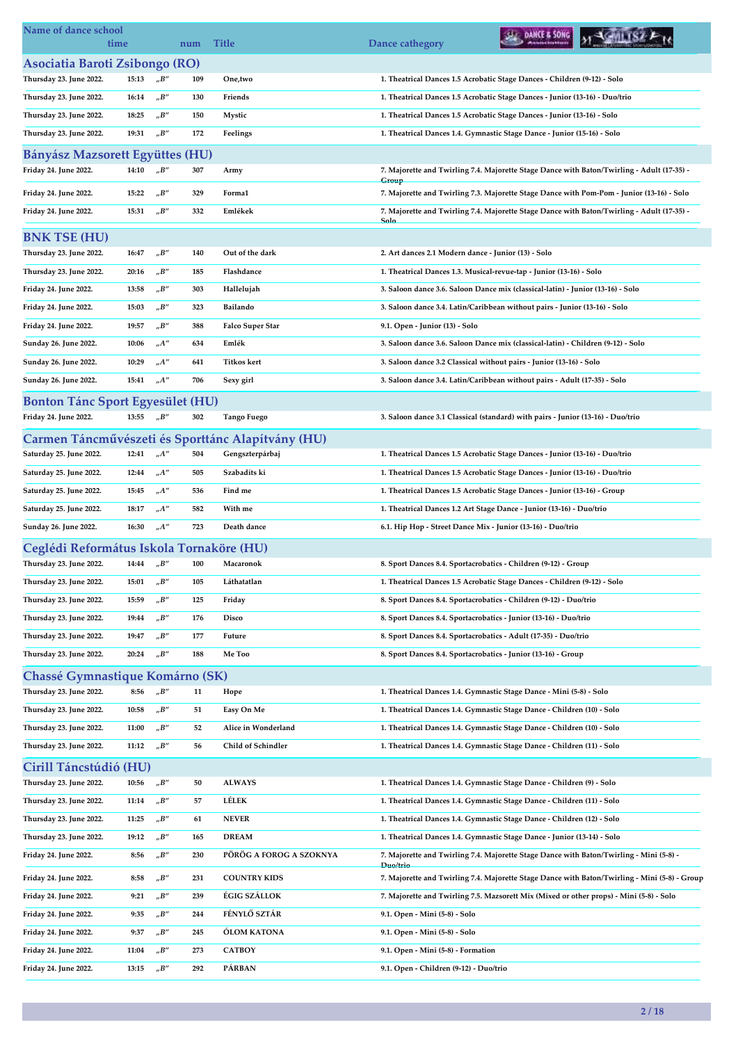| Name of dance school | time | | num | Title | Dance cathegory |
|---|---|---|---|---|---|

## Asociatia Baroti Zsibongo (RO)

| | | | | | |
|---|---|---|---|---|---|
| Thursday 23. June 2022. | 15:13 | „B" | 109 | One,two | 1. Theatrical Dances 1.5 Acrobatic Stage Dances - Children (9-12) - Solo |
| Thursday 23. June 2022. | 16:14 | „B" | 130 | Friends | 1. Theatrical Dances 1.5 Acrobatic Stage Dances - Junior (13-16) - Duo/trio |
| Thursday 23. June 2022. | 18:25 | „B" | 150 | Mystic | 1. Theatrical Dances 1.5 Acrobatic Stage Dances - Junior (13-16) - Solo |
| Thursday 23. June 2022. | 19:31 | „B" | 172 | Feelings | 1. Theatrical Dances 1.4. Gymnastic Stage Dance - Junior (15-16) - Solo |

## Bányász Mazsorett Együttes (HU)

| | | | | | |
|---|---|---|---|---|---|
| Friday 24. June 2022. | 14:10 | „B" | 307 | Army | 7. Majorette and Twirling 7.4. Majorette Stage Dance with Baton/Twirling - Adult (17-35) - Group |
| Friday 24. June 2022. | 15:22 | „B" | 329 | Forma1 | 7. Majorette and Twirling 7.3. Majorette Stage Dance with Pom-Pom - Junior (13-16) - Solo |
| Friday 24. June 2022. | 15:31 | „B" | 332 | Emlékek | 7. Majorette and Twirling 7.4. Majorette Stage Dance with Baton/Twirling - Adult (17-35) - Solo |

## BNK TSE (HU)

| | | | | | |
|---|---|---|---|---|---|
| Thursday 23. June 2022. | 16:47 | „B" | 140 | Out of the dark | 2. Art dances 2.1 Modern dance - Junior (13) - Solo |
| Thursday 23. June 2022. | 20:16 | „B" | 185 | Flashdance | 1. Theatrical Dances 1.3. Musical-revue-tap - Junior (13-16) - Solo |
| Friday 24. June 2022. | 13:58 | „B" | 303 | Hallelujah | 3. Saloon dance 3.6. Saloon Dance mix (classical-latin) - Junior (13-16) - Solo |
| Friday 24. June 2022. | 15:03 | „B" | 323 | Bailando | 3. Saloon dance 3.4. Latin/Caribbean without pairs - Junior (13-16) - Solo |
| Friday 24. June 2022. | 19:57 | „B" | 388 | Falco Super Star | 9.1. Open - Junior (13) - Solo |
| Sunday 26. June 2022. | 10:06 | „A" | 634 | Emlék | 3. Saloon dance 3.6. Saloon Dance mix (classical-latin) - Children (9-12) - Solo |
| Sunday 26. June 2022. | 10:29 | „A" | 641 | Titkos kert | 3. Saloon dance 3.2 Classical without pairs - Junior (13-16) - Solo |
| Sunday 26. June 2022. | 15:41 | „A" | 706 | Sexy girl | 3. Saloon dance 3.4. Latin/Caribbean without pairs - Adult (17-35) - Solo |

## Bonton Tánc Sport Egyesület (HU)

| | | | | | |
|---|---|---|---|---|---|
| Friday 24. June 2022. | 13:55 | „B" | 302 | Tango Fuego | 3. Saloon dance 3.1 Classical (standard) with pairs - Junior (13-16) - Duo/trio |

## Carmen Táncművészeti és Sporttánc Alapítvány (HU)

| | | | | | |
|---|---|---|---|---|---|
| Saturday 25. June 2022. | 12:41 | „A" | 504 | Gengszterpárbaj | 1. Theatrical Dances 1.5 Acrobatic Stage Dances - Junior (13-16) - Duo/trio |
| Saturday 25. June 2022. | 12:44 | „A" | 505 | Szabadíts ki | 1. Theatrical Dances 1.5 Acrobatic Stage Dances - Junior (13-16) - Duo/trio |
| Saturday 25. June 2022. | 15:45 | „A" | 536 | Find me | 1. Theatrical Dances 1.5 Acrobatic Stage Dances - Junior (13-16) - Group |
| Saturday 25. June 2022. | 18:17 | „A" | 582 | With me | 1. Theatrical Dances 1.2 Art Stage Dance - Junior (13-16) - Duo/trio |
| Sunday 26. June 2022. | 16:30 | „A" | 723 | Death dance | 6.1. Hip Hop - Street Dance Mix - Junior (13-16) - Duo/trio |

## Ceglédi Református Iskola Tornaköre (HU)

| | | | | | |
|---|---|---|---|---|---|
| Thursday 23. June 2022. | 14:44 | „B" | 100 | Macaronok | 8. Sport Dances 8.4. Sportacrobatics - Children (9-12) - Group |
| Thursday 23. June 2022. | 15:01 | „B" | 105 | Láthatatlan | 1. Theatrical Dances 1.5 Acrobatic Stage Dances - Children (9-12) - Solo |
| Thursday 23. June 2022. | 15:59 | „B" | 125 | Friday | 8. Sport Dances 8.4. Sportacrobatics - Children (9-12) - Duo/trio |
| Thursday 23. June 2022. | 19:44 | „B" | 176 | Disco | 8. Sport Dances 8.4. Sportacrobatics - Junior (13-16) - Duo/trio |
| Thursday 23. June 2022. | 19:47 | „B" | 177 | Future | 8. Sport Dances 8.4. Sportacrobatics - Adult (17-35) - Duo/trio |
| Thursday 23. June 2022. | 20:24 | „B" | 188 | Me Too | 8. Sport Dances 8.4. Sportacrobatics - Junior (13-16) - Group |

## Chassé Gymnastique Komárno (SK)

| | | | | | |
|---|---|---|---|---|---|
| Thursday 23. June 2022. | 8:56 | „B" | 11 | Hope | 1. Theatrical Dances 1.4. Gymnastic Stage Dance - Mini (5-8) - Solo |
| Thursday 23. June 2022. | 10:58 | „B" | 51 | Easy On Me | 1. Theatrical Dances 1.4. Gymnastic Stage Dance - Children (10) - Solo |
| Thursday 23. June 2022. | 11:00 | „B" | 52 | Alice in Wonderland | 1. Theatrical Dances 1.4. Gymnastic Stage Dance - Children (10) - Solo |
| Thursday 23. June 2022. | 11:12 | „B" | 56 | Child of Schindler | 1. Theatrical Dances 1.4. Gymnastic Stage Dance - Children (11) - Solo |

## Cirill Táncstúdió (HU)

| | | | | | |
|---|---|---|---|---|---|
| Thursday 23. June 2022. | 10:56 | „B" | 50 | ALWAYS | 1. Theatrical Dances 1.4. Gymnastic Stage Dance - Children (9) - Solo |
| Thursday 23. June 2022. | 11:14 | „B" | 57 | LÉLEK | 1. Theatrical Dances 1.4. Gymnastic Stage Dance - Children (11) - Solo |
| Thursday 23. June 2022. | 11:25 | „B" | 61 | NEVER | 1. Theatrical Dances 1.4. Gymnastic Stage Dance - Children (12) - Solo |
| Thursday 23. June 2022. | 19:12 | „B" | 165 | DREAM | 1. Theatrical Dances 1.4. Gymnastic Stage Dance - Junior (13-14) - Solo |
| Friday 24. June 2022. | 8:56 | „B" | 230 | PÖRÖG A FOROG A SZOKNYA | 7. Majorette and Twirling 7.4. Majorette Stage Dance with Baton/Twirling - Mini (5-8) - Duo/trio |
| Friday 24. June 2022. | 8:58 | „B" | 231 | COUNTRY KIDS | 7. Majorette and Twirling 7.4. Majorette Stage Dance with Baton/Twirling - Mini (5-8) - Group |
| Friday 24. June 2022. | 9:21 | „B" | 239 | ÉGIG SZÁLLOK | 7. Majorette and Twirling 7.5. Mazsorett Mix (Mixed or other props) - Mini (5-8) - Solo |
| Friday 24. June 2022. | 9:35 | „B" | 244 | FÉNYLŐ SZTÁR | 9.1. Open - Mini (5-8) - Solo |
| Friday 24. June 2022. | 9:37 | „B" | 245 | ÓLOM KATONA | 9.1. Open - Mini (5-8) - Solo |
| Friday 24. June 2022. | 11:04 | „B" | 273 | CATBOY | 9.1. Open - Mini (5-8) - Formation |
| Friday 24. June 2022. | 13:15 | „B" | 292 | PÁRBAN | 9.1. Open - Children (9-12) - Duo/trio |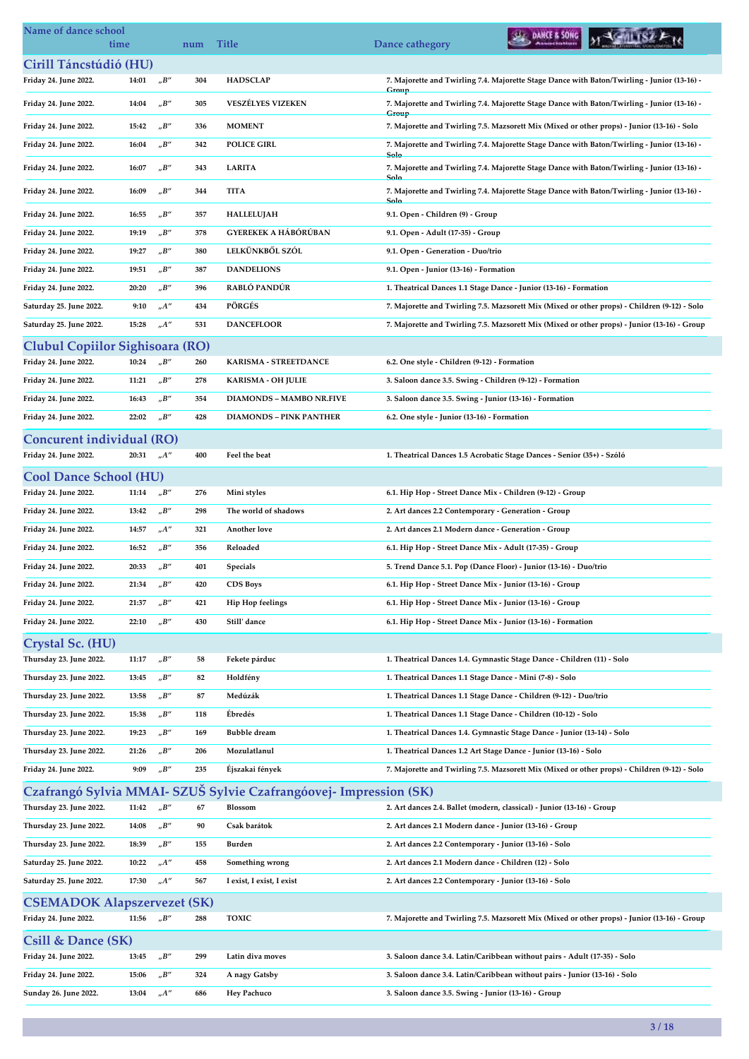| Name of dance school time | | num | Title | Dance cathegory |
|---|---|---|---|---|
| **Cirill Táncstúdió (HU)** | | | | |
| Friday 24. June 2022. | 14:01 „B" | 304 | HADSCLAP | 7. Majorette and Twirling 7.4. Majorette Stage Dance with Baton/Twirling - Junior (13-16) - Group |
| Friday 24. June 2022. | 14:04 „B" | 305 | VESZÉLYES VIZEKEN | 7. Majorette and Twirling 7.4. Majorette Stage Dance with Baton/Twirling - Junior (13-16) - Group |
| Friday 24. June 2022. | 15:42 „B" | 336 | MOMENT | 7. Majorette and Twirling 7.5. Mazsorett Mix (Mixed or other props) - Junior (13-16) - Solo |
| Friday 24. June 2022. | 16:04 „B" | 342 | POLICE GIRL | 7. Majorette and Twirling 7.4. Majorette Stage Dance with Baton/Twirling - Junior (13-16) - Solo |
| Friday 24. June 2022. | 16:07 „B" | 343 | LARITA | 7. Majorette and Twirling 7.4. Majorette Stage Dance with Baton/Twirling - Junior (13-16) - Solo |
| Friday 24. June 2022. | 16:09 „B" | 344 | TITA | 7. Majorette and Twirling 7.4. Majorette Stage Dance with Baton/Twirling - Junior (13-16) - Solo |
| Friday 24. June 2022. | 16:55 „B" | 357 | HALLELUJAH | 9.1. Open - Children (9) - Group |
| Friday 24. June 2022. | 19:19 „B" | 378 | GYEREKEK A HÁBÓRÚBAN | 9.1. Open - Adult (17-35) - Group |
| Friday 24. June 2022. | 19:27 „B" | 380 | LELKÜNKBŐL SZÓL | 9.1. Open - Generation - Duo/trio |
| Friday 24. June 2022. | 19:51 „B" | 387 | DANDELIONS | 9.1. Open - Junior (13-16) - Formation |
| Friday 24. June 2022. | 20:20 „B" | 396 | RABLÓ PANDÚR | 1. Theatrical Dances 1.1 Stage Dance - Junior (13-16) - Formation |
| Saturday 25. June 2022. | 9:10 „A" | 434 | PÖRGÉS | 7. Majorette and Twirling 7.5. Mazsorett Mix (Mixed or other props) - Children (9-12) - Solo |
| Saturday 25. June 2022. | 15:28 „A" | 531 | DANCEFLOOR | 7. Majorette and Twirling 7.5. Mazsorett Mix (Mixed or other props) - Junior (13-16) - Group |
| **Clubul Copiilor Sighisoara (RO)** | | | | |
| Friday 24. June 2022. | 10:24 „B" | 260 | KARISMA - STREETDANCE | 6.2. One style - Children (9-12) - Formation |
| Friday 24. June 2022. | 11:21 „B" | 278 | KARISMA - OH JULIE | 3. Saloon dance 3.5. Swing - Children (9-12) - Formation |
| Friday 24. June 2022. | 16:43 „B" | 354 | DIAMONDS – MAMBO NR.FIVE | 3. Saloon dance 3.5. Swing - Junior (13-16) - Formation |
| Friday 24. June 2022. | 22:02 „B" | 428 | DIAMONDS – PINK PANTHER | 6.2. One style - Junior (13-16) - Formation |
| **Concurent individual (RO)** | | | | |
| Friday 24. June 2022. | 20:31 „A" | 400 | Feel the beat | 1. Theatrical Dances 1.5 Acrobatic Stage Dances - Senior (35+) - Szóló |
| **Cool Dance School (HU)** | | | | |
| Friday 24. June 2022. | 11:14 „B" | 276 | Mini styles | 6.1. Hip Hop - Street Dance Mix - Children (9-12) - Group |
| Friday 24. June 2022. | 13:42 „B" | 298 | The world of shadows | 2. Art dances 2.2 Contemporary - Generation - Group |
| Friday 24. June 2022. | 14:57 „A" | 321 | Another love | 2. Art dances 2.1 Modern dance - Generation - Group |
| Friday 24. June 2022. | 16:52 „B" | 356 | Reloaded | 6.1. Hip Hop - Street Dance Mix - Adult (17-35) - Group |
| Friday 24. June 2022. | 20:33 „B" | 401 | Specials | 5. Trend Dance 5.1. Pop (Dance Floor) - Junior (13-16) - Duo/trio |
| Friday 24. June 2022. | 21:34 „B" | 420 | CDS Boys | 6.1. Hip Hop - Street Dance Mix - Junior (13-16) - Group |
| Friday 24. June 2022. | 21:37 „B" | 421 | Hip Hop feelings | 6.1. Hip Hop - Street Dance Mix - Junior (13-16) - Group |
| Friday 24. June 2022. | 22:10 „B" | 430 | Still' dance | 6.1. Hip Hop - Street Dance Mix - Junior (13-16) - Formation |
| **Crystal Sc. (HU)** | | | | |
| Thursday 23. June 2022. | 11:17 „B" | 58 | Fekete párduc | 1. Theatrical Dances 1.4. Gymnastic Stage Dance - Children (11) - Solo |
| Thursday 23. June 2022. | 13:45 „B" | 82 | Holdfény | 1. Theatrical Dances 1.1 Stage Dance - Mini (7-8) - Solo |
| Thursday 23. June 2022. | 13:58 „B" | 87 | Medúzák | 1. Theatrical Dances 1.1 Stage Dance - Children (9-12) - Duo/trio |
| Thursday 23. June 2022. | 15:38 „B" | 118 | Ébredés | 1. Theatrical Dances 1.1 Stage Dance - Children (10-12) - Solo |
| Thursday 23. June 2022. | 19:23 „B" | 169 | Bubble dream | 1. Theatrical Dances 1.4. Gymnastic Stage Dance - Junior (13-14) - Solo |
| Thursday 23. June 2022. | 21:26 „B" | 206 | Mozulatlanul | 1. Theatrical Dances 1.2 Art Stage Dance - Junior (13-16) - Solo |
| Friday 24. June 2022. | 9:09 „B" | 235 | Éjszakai fények | 7. Majorette and Twirling 7.5. Mazsorett Mix (Mixed or other props) - Children (9-12) - Solo |
| **Czafrangó Sylvia MMAI- SZUŠ Sylvie Czafrangóovej- Impression (SK)** | | | | |
| Thursday 23. June 2022. | 11:42 „B" | 67 | Blossom | 2. Art dances 2.4. Ballet (modern, classical) - Junior (13-16) - Group |
| Thursday 23. June 2022. | 14:08 „B" | 90 | Csak barátok | 2. Art dances 2.1 Modern dance - Junior (13-16) - Group |
| Thursday 23. June 2022. | 18:39 „B" | 155 | Burden | 2. Art dances 2.2 Contemporary - Junior (13-16) - Solo |
| Saturday 25. June 2022. | 10:22 „A" | 458 | Something wrong | 2. Art dances 2.1 Modern dance - Children (12) - Solo |
| Saturday 25. June 2022. | 17:30 „A" | 567 | I exist, I exist, I exist | 2. Art dances 2.2 Contemporary - Junior (13-16) - Solo |
| **CSEMADOK Alapszervezet (SK)** | | | | |
| Friday 24. June 2022. | 11:56 „B" | 288 | TOXIC | 7. Majorette and Twirling 7.5. Mazsorett Mix (Mixed or other props) - Junior (13-16) - Group |
| **Csill & Dance (SK)** | | | | |
| Friday 24. June 2022. | 13:45 „B" | 299 | Latin diva moves | 3. Saloon dance 3.4. Latin/Caribbean without pairs - Adult (17-35) - Solo |
| Friday 24. June 2022. | 15:06 „B" | 324 | A nagy Gatsby | 3. Saloon dance 3.4. Latin/Caribbean without pairs - Junior (13-16) - Solo |
| Sunday 26. June 2022. | 13:04 „A" | 686 | Hey Pachuco | 3. Saloon dance 3.5. Swing - Junior (13-16) - Group |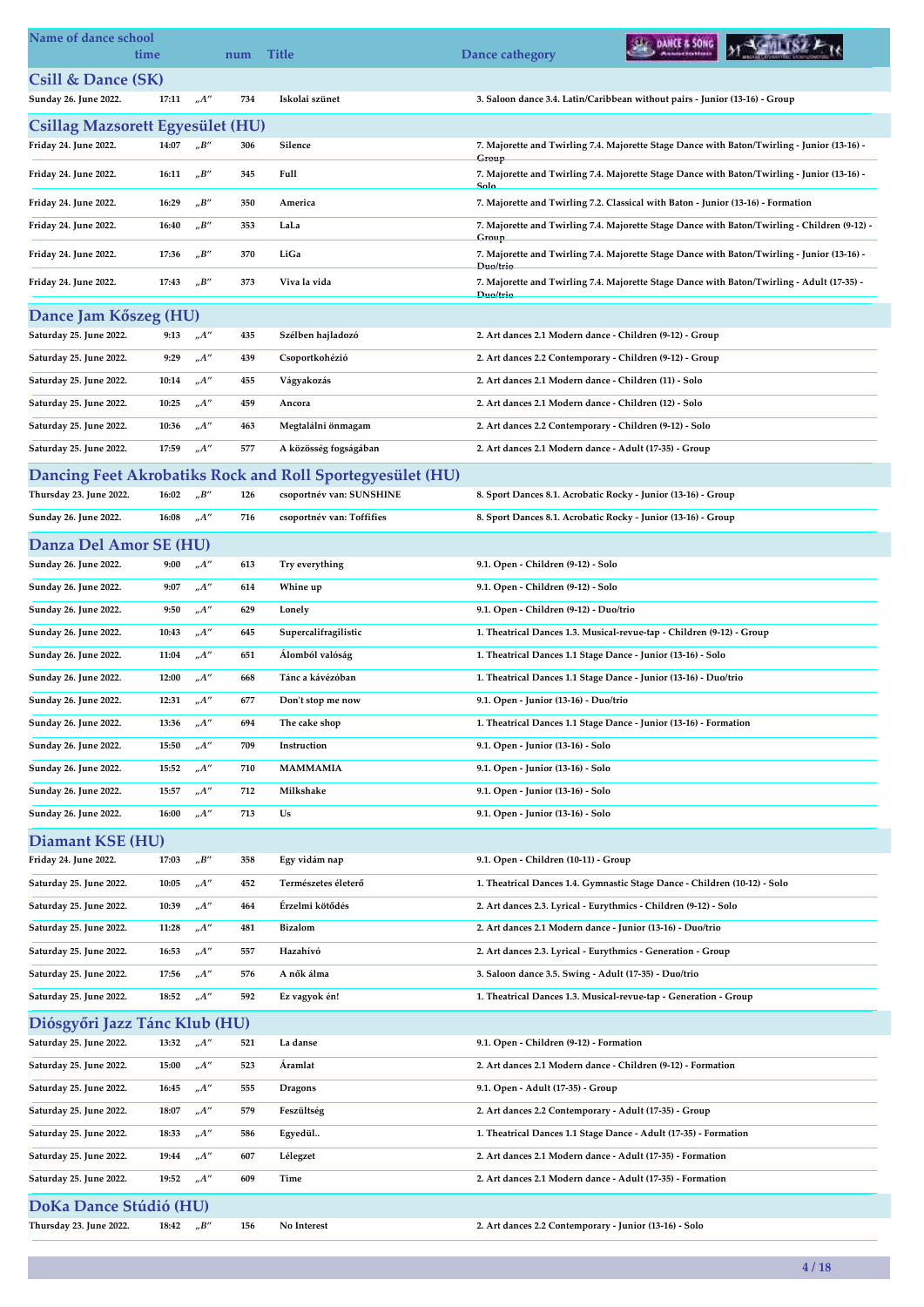| Name of dance school time | | num | Title | Dance cathegory |
|---|---|---|---|---|

## Csill & Dance (SK)

| | | | | | |
|---|---|---|---|---|---|
| Sunday 26. June 2022. | 17:11 | „A" | 734 | Iskolai szünet | 3. Saloon dance 3.4. Latin/Caribbean without pairs - Junior (13-16) - Group |

## Csillag Mazsorett Egyesület (HU)

| | | | | | |
|---|---|---|---|---|---|
| Friday 24. June 2022. | 14:07 | „B" | 306 | Silence | 7. Majorette and Twirling 7.4. Majorette Stage Dance with Baton/Twirling - Junior (13-16) - Group |
| Friday 24. June 2022. | 16:11 | „B" | 345 | Full | 7. Majorette and Twirling 7.4. Majorette Stage Dance with Baton/Twirling - Junior (13-16) - Solo |
| Friday 24. June 2022. | 16:29 | „B" | 350 | America | 7. Majorette and Twirling 7.2. Classical with Baton - Junior (13-16) - Formation |
| Friday 24. June 2022. | 16:40 | „B" | 353 | LaLa | 7. Majorette and Twirling 7.4. Majorette Stage Dance with Baton/Twirling - Children (9-12) - Group |
| Friday 24. June 2022. | 17:36 | „B" | 370 | LiGa | 7. Majorette and Twirling 7.4. Majorette Stage Dance with Baton/Twirling - Junior (13-16) - Duo/trio |
| Friday 24. June 2022. | 17:43 | „B" | 373 | Viva la vida | 7. Majorette and Twirling 7.4. Majorette Stage Dance with Baton/Twirling - Adult (17-35) - Duo/trio |

## Dance Jam Kőszeg (HU)

| | | | | | |
|---|---|---|---|---|---|
| Saturday 25. June 2022. | 9:13 | „A" | 435 | Szélben hajladozó | 2. Art dances 2.1 Modern dance - Children (9-12) - Group |
| Saturday 25. June 2022. | 9:29 | „A" | 439 | Csoportkohézió | 2. Art dances 2.2 Contemporary - Children (9-12) - Group |
| Saturday 25. June 2022. | 10:14 | „A" | 455 | Vágyakozás | 2. Art dances 2.1 Modern dance - Children (11) - Solo |
| Saturday 25. June 2022. | 10:25 | „A" | 459 | Ancora | 2. Art dances 2.1 Modern dance - Children (12) - Solo |
| Saturday 25. June 2022. | 10:36 | „A" | 463 | Megtalálni önmagam | 2. Art dances 2.2 Contemporary - Children (9-12) - Solo |
| Saturday 25. June 2022. | 17:59 | „A" | 577 | A közösség fogságában | 2. Art dances 2.1 Modern dance - Adult (17-35) - Group |

## Dancing Feet Akrobatiks Rock and Roll Sportegyesület (HU)

| | | | | | |
|---|---|---|---|---|---|
| Thursday 23. June 2022. | 16:02 | „B" | 126 | csoportnév van: SUNSHINE | 8. Sport Dances 8.1. Acrobatic Rocky - Junior (13-16) - Group |
| Sunday 26. June 2022. | 16:08 | „A" | 716 | csoportnév van: Toffifies | 8. Sport Dances 8.1. Acrobatic Rocky - Junior (13-16) - Group |

## Danza Del Amor SE (HU)

| | | | | | |
|---|---|---|---|---|---|
| Sunday 26. June 2022. | 9:00 | „A" | 613 | Try everything | 9.1. Open - Children (9-12) - Solo |
| Sunday 26. June 2022. | 9:07 | „A" | 614 | Whine up | 9.1. Open - Children (9-12) - Solo |
| Sunday 26. June 2022. | 9:50 | „A" | 629 | Lonely | 9.1. Open - Children (9-12) - Duo/trio |
| Sunday 26. June 2022. | 10:43 | „A" | 645 | Supercalifragilistic | 1. Theatrical Dances 1.3. Musical-revue-tap - Children (9-12) - Group |
| Sunday 26. June 2022. | 11:04 | „A" | 651 | Álomból valóság | 1. Theatrical Dances 1.1 Stage Dance - Junior (13-16) - Solo |
| Sunday 26. June 2022. | 12:00 | „A" | 668 | Tánc a kávézóban | 1. Theatrical Dances 1.1 Stage Dance - Junior (13-16) - Duo/trio |
| Sunday 26. June 2022. | 12:31 | „A" | 677 | Don't stop me now | 9.1. Open - Junior (13-16) - Duo/trio |
| Sunday 26. June 2022. | 13:36 | „A" | 694 | The cake shop | 1. Theatrical Dances 1.1 Stage Dance - Junior (13-16) - Formation |
| Sunday 26. June 2022. | 15:50 | „A" | 709 | Instruction | 9.1. Open - Junior (13-16) - Solo |
| Sunday 26. June 2022. | 15:52 | „A" | 710 | MAMMAMIA | 9.1. Open - Junior (13-16) - Solo |
| Sunday 26. June 2022. | 15:57 | „A" | 712 | Milkshake | 9.1. Open - Junior (13-16) - Solo |
| Sunday 26. June 2022. | 16:00 | „A" | 713 | Us | 9.1. Open - Junior (13-16) - Solo |

## Diamant KSE (HU)

| | | | | | |
|---|---|---|---|---|---|
| Friday 24. June 2022. | 17:03 | „B" | 358 | Egy vidám nap | 9.1. Open - Children (10-11) - Group |
| Saturday 25. June 2022. | 10:05 | „A" | 452 | Természetes életerő | 1. Theatrical Dances 1.4. Gymnastic Stage Dance - Children (10-12) - Solo |
| Saturday 25. June 2022. | 10:39 | „A" | 464 | Érzelmi kötődés | 2. Art dances 2.3. Lyrical - Eurythmics - Children (9-12) - Solo |
| Saturday 25. June 2022. | 11:28 | „A" | 481 | Bizalom | 2. Art dances 2.1 Modern dance - Junior (13-16) - Duo/trio |
| Saturday 25. June 2022. | 16:53 | „A" | 557 | Hazahívó | 2. Art dances 2.3. Lyrical - Eurythmics - Generation - Group |
| Saturday 25. June 2022. | 17:56 | „A" | 576 | A nők álma | 3. Saloon dance 3.5. Swing - Adult (17-35) - Duo/trio |
| Saturday 25. June 2022. | 18:52 | „A" | 592 | Ez vagyok én! | 1. Theatrical Dances 1.3. Musical-revue-tap - Generation - Group |

## Diósgyőri Jazz Tánc Klub (HU)

| | | | | | |
|---|---|---|---|---|---|
| Saturday 25. June 2022. | 13:32 | „A" | 521 | La danse | 9.1. Open - Children (9-12) - Formation |
| Saturday 25. June 2022. | 15:00 | „A" | 523 | Áramlat | 2. Art dances 2.1 Modern dance - Children (9-12) - Formation |
| Saturday 25. June 2022. | 16:45 | „A" | 555 | Dragons | 9.1. Open - Adult (17-35) - Group |
| Saturday 25. June 2022. | 18:07 | „A" | 579 | Feszültség | 2. Art dances 2.2 Contemporary - Adult (17-35) - Group |
| Saturday 25. June 2022. | 18:33 | „A" | 586 | Egyedül.. | 1. Theatrical Dances 1.1 Stage Dance - Adult (17-35) - Formation |
| Saturday 25. June 2022. | 19:44 | „A" | 607 | Lélegzet | 2. Art dances 2.1 Modern dance - Adult (17-35) - Formation |
| Saturday 25. June 2022. | 19:52 | „A" | 609 | Time | 2. Art dances 2.1 Modern dance - Adult (17-35) - Formation |

## DoKa Dance Stúdió (HU)

| | | | | | |
|---|---|---|---|---|---|
| Thursday 23. June 2022. | 18:42 | „B" | 156 | No Interest | 2. Art dances 2.2 Contemporary - Junior (13-16) - Solo |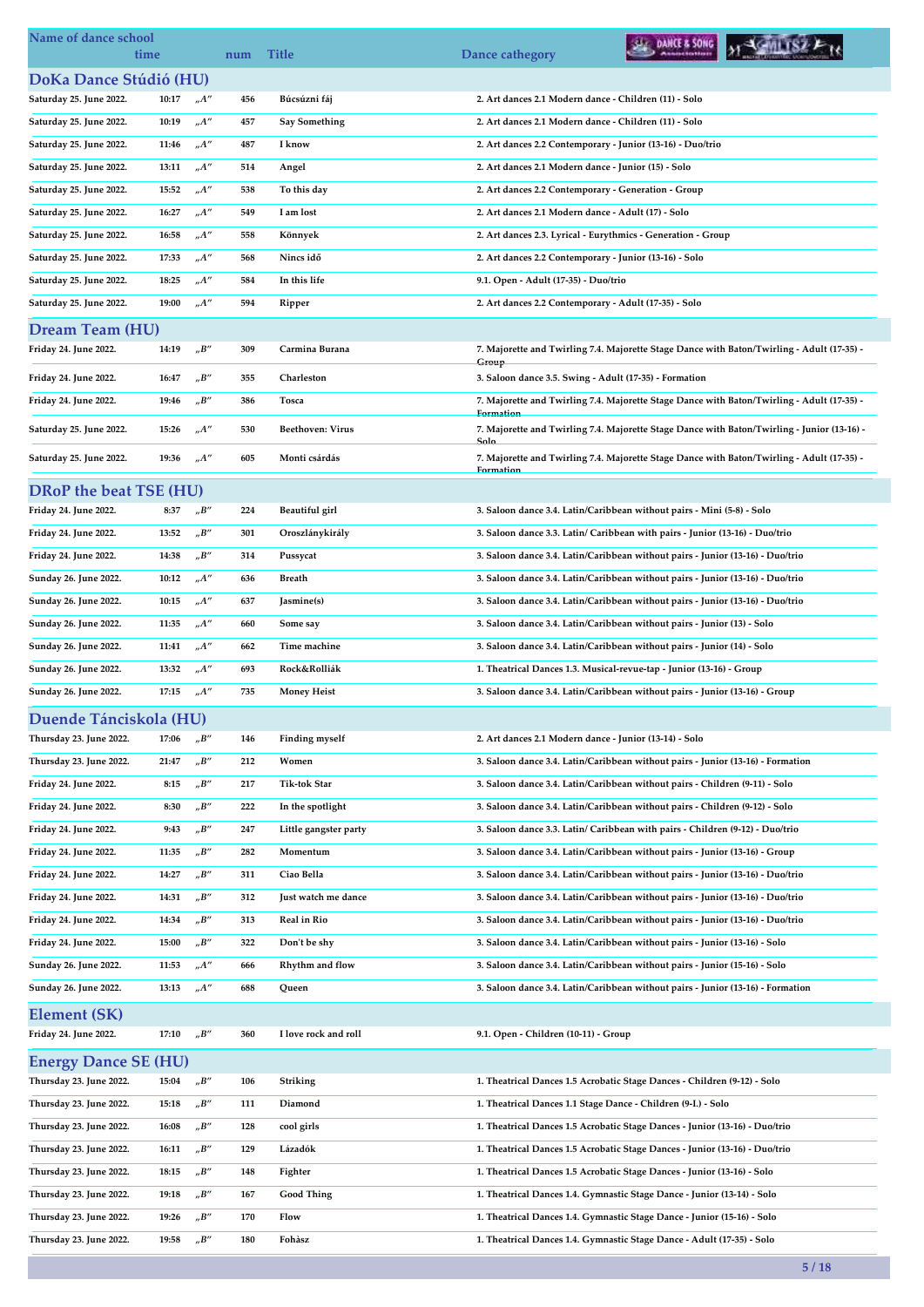| Name of dance school / time | | num | Title | Dance cathegory |
|---|---|---|---|---|
| **DoKa Dance Stúdió (HU)** | | | | |
| Saturday 25. June 2022. 10:17 | „A" | 456 | Búcsúzni fáj | 2. Art dances 2.1 Modern dance - Children (11) - Solo |
| Saturday 25. June 2022. 10:19 | „A" | 457 | Say Something | 2. Art dances 2.1 Modern dance - Children (11) - Solo |
| Saturday 25. June 2022. 11:46 | „A" | 487 | I know | 2. Art dances 2.2 Contemporary - Junior (13-16) - Duo/trio |
| Saturday 25. June 2022. 13:11 | „A" | 514 | Angel | 2. Art dances 2.1 Modern dance - Junior (15) - Solo |
| Saturday 25. June 2022. 15:52 | „A" | 538 | To this day | 2. Art dances 2.2 Contemporary - Generation - Group |
| Saturday 25. June 2022. 16:27 | „A" | 549 | I am lost | 2. Art dances 2.1 Modern dance - Adult (17) - Solo |
| Saturday 25. June 2022. 16:58 | „A" | 558 | Könnyek | 2. Art dances 2.3. Lyrical - Eurythmics - Generation - Group |
| Saturday 25. June 2022. 17:33 | „A" | 568 | Nincs idő | 2. Art dances 2.2 Contemporary - Junior (13-16) - Solo |
| Saturday 25. June 2022. 18:25 | „A" | 584 | In this life | 9.1. Open - Adult (17-35) - Duo/trio |
| Saturday 25. June 2022. 19:00 | „A" | 594 | Ripper | 2. Art dances 2.2 Contemporary - Adult (17-35) - Solo |
| **Dream Team (HU)** | | | | |
| Friday 24. June 2022. 14:19 | „B" | 309 | Carmina Burana | 7. Majorette and Twirling 7.4. Majorette Stage Dance with Baton/Twirling - Adult (17-35) - Group |
| Friday 24. June 2022. 16:47 | „B" | 355 | Charleston | 3. Saloon dance 3.5. Swing - Adult (17-35) - Formation |
| Friday 24. June 2022. 19:46 | „B" | 386 | Tosca | 7. Majorette and Twirling 7.4. Majorette Stage Dance with Baton/Twirling - Adult (17-35) - Formation |
| Saturday 25. June 2022. 15:26 | „A" | 530 | Beethoven: Virus | 7. Majorette and Twirling 7.4. Majorette Stage Dance with Baton/Twirling - Junior (13-16) - Solo |
| Saturday 25. June 2022. 19:36 | „A" | 605 | Monti csárdás | 7. Majorette and Twirling 7.4. Majorette Stage Dance with Baton/Twirling - Adult (17-35) - Formation |
| **DRoP the beat TSE (HU)** | | | | |
| Friday 24. June 2022. 8:37 | „B" | 224 | Beautiful girl | 3. Saloon dance 3.4. Latin/Caribbean without pairs - Mini (5-8) - Solo |
| Friday 24. June 2022. 13:52 | „B" | 301 | Oroszlánykirály | 3. Saloon dance 3.3. Latin/ Caribbean with pairs - Junior (13-16) - Duo/trio |
| Friday 24. June 2022. 14:38 | „B" | 314 | Pussycat | 3. Saloon dance 3.4. Latin/Caribbean without pairs - Junior (13-16) - Duo/trio |
| Sunday 26. June 2022. 10:12 | „A" | 636 | Breath | 3. Saloon dance 3.4. Latin/Caribbean without pairs - Junior (13-16) - Duo/trio |
| Sunday 26. June 2022. 10:15 | „A" | 637 | Jasmine(s) | 3. Saloon dance 3.4. Latin/Caribbean without pairs - Junior (13-16) - Duo/trio |
| Sunday 26. June 2022. 11:35 | „A" | 660 | Some say | 3. Saloon dance 3.4. Latin/Caribbean without pairs - Junior (13) - Solo |
| Sunday 26. June 2022. 11:41 | „A" | 662 | Time machine | 3. Saloon dance 3.4. Latin/Caribbean without pairs - Junior (14) - Solo |
| Sunday 26. June 2022. 13:32 | „A" | 693 | Rock&Rolliák | 1. Theatrical Dances 1.3. Musical-revue-tap - Junior (13-16) - Group |
| Sunday 26. June 2022. 17:15 | „A" | 735 | Money Heist | 3. Saloon dance 3.4. Latin/Caribbean without pairs - Junior (13-16) - Group |
| **Duende Tánciskola (HU)** | | | | |
| Thursday 23. June 2022. 17:06 | „B" | 146 | Finding myself | 2. Art dances 2.1 Modern dance - Junior (13-14) - Solo |
| Thursday 23. June 2022. 21:47 | „B" | 212 | Women | 3. Saloon dance 3.4. Latin/Caribbean without pairs - Junior (13-16) - Formation |
| Friday 24. June 2022. 8:15 | „B" | 217 | Tik-tok Star | 3. Saloon dance 3.4. Latin/Caribbean without pairs - Children (9-11) - Solo |
| Friday 24. June 2022. 8:30 | „B" | 222 | In the spotlight | 3. Saloon dance 3.4. Latin/Caribbean without pairs - Children (9-12) - Solo |
| Friday 24. June 2022. 9:43 | „B" | 247 | Little gangster party | 3. Saloon dance 3.3. Latin/ Caribbean with pairs - Children (9-12) - Duo/trio |
| Friday 24. June 2022. 11:35 | „B" | 282 | Momentum | 3. Saloon dance 3.4. Latin/Caribbean without pairs - Junior (13-16) - Group |
| Friday 24. June 2022. 14:27 | „B" | 311 | Ciao Bella | 3. Saloon dance 3.4. Latin/Caribbean without pairs - Junior (13-16) - Duo/trio |
| Friday 24. June 2022. 14:31 | „B" | 312 | Just watch me dance | 3. Saloon dance 3.4. Latin/Caribbean without pairs - Junior (13-16) - Duo/trio |
| Friday 24. June 2022. 14:34 | „B" | 313 | Real in Rio | 3. Saloon dance 3.4. Latin/Caribbean without pairs - Junior (13-16) - Duo/trio |
| Friday 24. June 2022. 15:00 | „B" | 322 | Don't be shy | 3. Saloon dance 3.4. Latin/Caribbean without pairs - Junior (13-16) - Solo |
| Sunday 26. June 2022. 11:53 | „A" | 666 | Rhythm and flow | 3. Saloon dance 3.4. Latin/Caribbean without pairs - Junior (15-16) - Solo |
| Sunday 26. June 2022. 13:13 | „A" | 688 | Queen | 3. Saloon dance 3.4. Latin/Caribbean without pairs - Junior (13-16) - Formation |
| **Element (SK)** | | | | |
| Friday 24. June 2022. 17:10 | „B" | 360 | I love rock and roll | 9.1. Open - Children (10-11) - Group |
| **Energy Dance SE (HU)** | | | | |
| Thursday 23. June 2022. 15:04 | „B" | 106 | Striking | 1. Theatrical Dances 1.5 Acrobatic Stage Dances - Children (9-12) - Solo |
| Thursday 23. June 2022. 15:18 | „B" | 111 | Diamond | 1. Theatrical Dances 1.1 Stage Dance - Children (9-1.) - Solo |
| Thursday 23. June 2022. 16:08 | „B" | 128 | cool girls | 1. Theatrical Dances 1.5 Acrobatic Stage Dances - Junior (13-16) - Duo/trio |
| Thursday 23. June 2022. 16:11 | „B" | 129 | Lázadók | 1. Theatrical Dances 1.5 Acrobatic Stage Dances - Junior (13-16) - Duo/trio |
| Thursday 23. June 2022. 18:15 | „B" | 148 | Fighter | 1. Theatrical Dances 1.5 Acrobatic Stage Dances - Junior (13-16) - Solo |
| Thursday 23. June 2022. 19:18 | „B" | 167 | Good Thing | 1. Theatrical Dances 1.4. Gymnastic Stage Dance - Junior (13-14) - Solo |
| Thursday 23. June 2022. 19:26 | „B" | 170 | Flow | 1. Theatrical Dances 1.4. Gymnastic Stage Dance - Junior (15-16) - Solo |
| Thursday 23. June 2022. 19:58 | „B" | 180 | Fohàsz | 1. Theatrical Dances 1.4. Gymnastic Stage Dance - Adult (17-35) - Solo |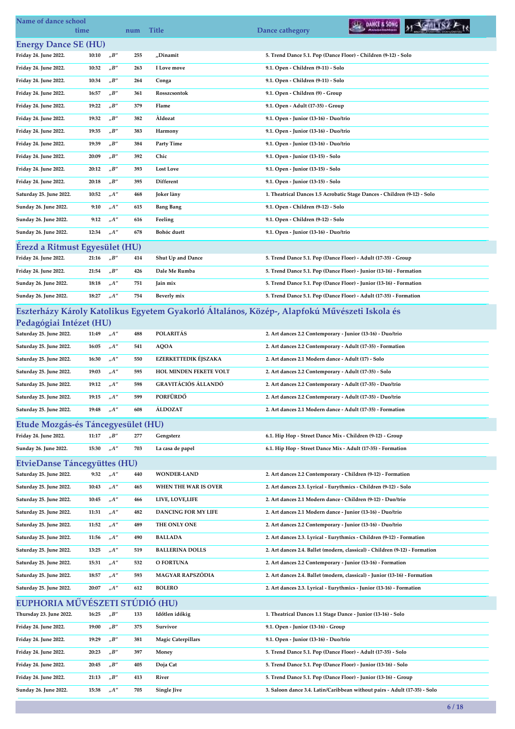| Name of dance school | time | | num | Title | Dance cathegory |
|---|---|---|---|---|---|

## Energy Dance SE (HU)

| Date | time | | num | Title | Dance cathegory |
|---|---|---|---|---|---|
| Friday 24. June 2022. | 10:10 | „B" | 255 | „Dinamit | 5. Trend Dance 5.1. Pop (Dance Floor) - Children (9-12) - Solo |
| Friday 24. June 2022. | 10:32 | „B" | 263 | I Love move | 9.1. Open - Children (9-11) - Solo |
| Friday 24. June 2022. | 10:34 | „B" | 264 | Conga | 9.1. Open - Children (9-11) - Solo |
| Friday 24. June 2022. | 16:57 | „B" | 361 | Rosszcsontok | 9.1. Open - Children (9) - Group |
| Friday 24. June 2022. | 19:22 | „B" | 379 | Flame | 9.1. Open - Adult (17-35) - Group |
| Friday 24. June 2022. | 19:32 | „B" | 382 | Àldozat | 9.1. Open - Junior (13-16) - Duo/trio |
| Friday 24. June 2022. | 19:35 | „B" | 383 | Harmony | 9.1. Open - Junior (13-16) - Duo/trio |
| Friday 24. June 2022. | 19:39 | „B" | 384 | Party Time | 9.1. Open - Junior (13-16) - Duo/trio |
| Friday 24. June 2022. | 20:09 | „B" | 392 | Chic | 9.1. Open - Junior (13-15) - Solo |
| Friday 24. June 2022. | 20:12 | „B" | 393 | Lost Love | 9.1. Open - Junior (13-15) - Solo |
| Friday 24. June 2022. | 20:18 | „B" | 395 | Different | 9.1. Open - Junior (13-15) - Solo |
| Saturday 25. June 2022. | 10:52 | „A" | 468 | Joker làny | 1. Theatrical Dances 1.5 Acrobatic Stage Dances - Children (9-12) - Solo |
| Sunday 26. June 2022. | 9:10 | „A" | 615 | Bang Bang | 9.1. Open - Children (9-12) - Solo |
| Sunday 26. June 2022. | 9:12 | „A" | 616 | Feeling | 9.1. Open - Children (9-12) - Solo |
| Sunday 26. June 2022. | 12:34 | „A" | 678 | Bohóc duett | 9.1. Open - Junior (13-16) - Duo/trio |

## Érezd a Ritmust Egyesület (HU)

| Date | time | | num | Title | Dance cathegory |
|---|---|---|---|---|---|
| Friday 24. June 2022. | 21:16 | „B" | 414 | Shut Up and Dance | 5. Trend Dance 5.1. Pop (Dance Floor) - Adult (17-35) - Group |
| Friday 24. June 2022. | 21:54 | „B" | 426 | Dale Me Rumba | 5. Trend Dance 5.1. Pop (Dance Floor) - Junior (13-16) - Formation |
| Sunday 26. June 2022. | 18:18 | „A" | 751 | Jain mix | 5. Trend Dance 5.1. Pop (Dance Floor) - Junior (13-16) - Formation |
| Sunday 26. June 2022. | 18:27 | „A" | 754 | Beverly mix | 5. Trend Dance 5.1. Pop (Dance Floor) - Adult (17-35) - Formation |

## Eszterházy Károly Katolikus Egyetem Gyakorló Általános, Közép-, Alapfokú Művészeti Iskola és Pedagógiai Intézet (HU)

| Date | time | | num | Title | Dance cathegory |
|---|---|---|---|---|---|
| Saturday 25. June 2022. | 11:49 | „A" | 488 | POLARITÁS | 2. Art dances 2.2 Contemporary - Junior (13-16) - Duo/trio |
| Saturday 25. June 2022. | 16:05 | „A" | 541 | AQOA | 2. Art dances 2.2 Contemporary - Adult (17-35) - Formation |
| Saturday 25. June 2022. | 16:30 | „A" | 550 | EZERKETTEDIK ÉJSZAKA | 2. Art dances 2.1 Modern dance - Adult (17) - Solo |
| Saturday 25. June 2022. | 19:03 | „A" | 595 | HOL MINDEN FEKETE VOLT | 2. Art dances 2.2 Contemporary - Adult (17-35) - Solo |
| Saturday 25. June 2022. | 19:12 | „A" | 598 | GRAVITÁCIÓS ÁLLANDÓ | 2. Art dances 2.2 Contemporary - Adult (17-35) - Duo/trio |
| Saturday 25. June 2022. | 19:15 | „A" | 599 | PORFÜRDŐ | 2. Art dances 2.2 Contemporary - Adult (17-35) - Duo/trio |
| Saturday 25. June 2022. | 19:48 | „A" | 608 | ÁLDOZAT | 2. Art dances 2.1 Modern dance - Adult (17-35) - Formation |

## Etude Mozgás-és Táncegyesület (HU)

| Date | time | | num | Title | Dance cathegory |
|---|---|---|---|---|---|
| Friday 24. June 2022. | 11:17 | „B" | 277 | Gengsterz | 6.1. Hip Hop - Street Dance Mix - Children (9-12) - Group |
| Sunday 26. June 2022. | 15:30 | „A" | 703 | La casa de papel | 6.1. Hip Hop - Street Dance Mix - Adult (17-35) - Formation |

## EtvieDanse Táncegyüttes (HU)

| Date | time | | num | Title | Dance cathegory |
|---|---|---|---|---|---|
| Saturday 25. June 2022. | 9:32 | „A" | 440 | WONDER-LAND | 2. Art dances 2.2 Contemporary - Children (9-12) - Formation |
| Saturday 25. June 2022. | 10:43 | „A" | 465 | WHEN THE WAR IS OVER | 2. Art dances 2.3. Lyrical - Eurythmics - Children (9-12) - Solo |
| Saturday 25. June 2022. | 10:45 | „A" | 466 | LIVE, LOVE,LIFE | 2. Art dances 2.1 Modern dance - Children (9-12) - Duo/trio |
| Saturday 25. June 2022. | 11:31 | „A" | 482 | DANCING FOR MY LIFE | 2. Art dances 2.1 Modern dance - Junior (13-16) - Duo/trio |
| Saturday 25. June 2022. | 11:52 | „A" | 489 | THE ONLY ONE | 2. Art dances 2.2 Contemporary - Junior (13-16) - Duo/trio |
| Saturday 25. June 2022. | 11:56 | „A" | 490 | BALLADA | 2. Art dances 2.3. Lyrical - Eurythmics - Children (9-12) - Formation |
| Saturday 25. June 2022. | 13:25 | „A" | 519 | BALLERINA DOLLS | 2. Art dances 2.4. Ballet (modern, classical) - Children (9-12) - Formation |
| Saturday 25. June 2022. | 15:31 | „A" | 532 | O FORTUNA | 2. Art dances 2.2 Contemporary - Junior (13-16) - Formation |
| Saturday 25. June 2022. | 18:57 | „A" | 593 | MAGYAR RAPSZÓDIA | 2. Art dances 2.4. Ballet (modern, classical) - Junior (13-16) - Formation |
| Saturday 25. June 2022. | 20:07 | „A" | 612 | BOLERO | 2. Art dances 2.3. Lyrical - Eurythmics - Junior (13-16) - Formation |

## EUPHORIA MŰVÉSZETI STÚDIÓ (HU)

| Date | time | | num | Title | Dance cathegory |
|---|---|---|---|---|---|
| Thursday 23. June 2022. | 16:25 | „B" | 133 | Időtlen időkig | 1. Theatrical Dances 1.1 Stage Dance - Junior (13-16) - Solo |
| Friday 24. June 2022. | 19:00 | „B" | 375 | Survivor | 9.1. Open - Junior (13-16) - Group |
| Friday 24. June 2022. | 19:29 | „B" | 381 | Magic Caterpillars | 9.1. Open - Junior (13-16) - Duo/trio |
| Friday 24. June 2022. | 20:23 | „B" | 397 | Money | 5. Trend Dance 5.1. Pop (Dance Floor) - Adult (17-35) - Solo |
| Friday 24. June 2022. | 20:45 | „B" | 405 | Doja Cat | 5. Trend Dance 5.1. Pop (Dance Floor) - Junior (13-16) - Solo |
| Friday 24. June 2022. | 21:13 | „B" | 413 | River | 5. Trend Dance 5.1. Pop (Dance Floor) - Junior (13-16) - Group |
| Sunday 26. June 2022. | 15:38 | „A" | 705 | Single Jive | 3. Saloon dance 3.4. Latin/Caribbean without pairs - Adult (17-35) - Solo |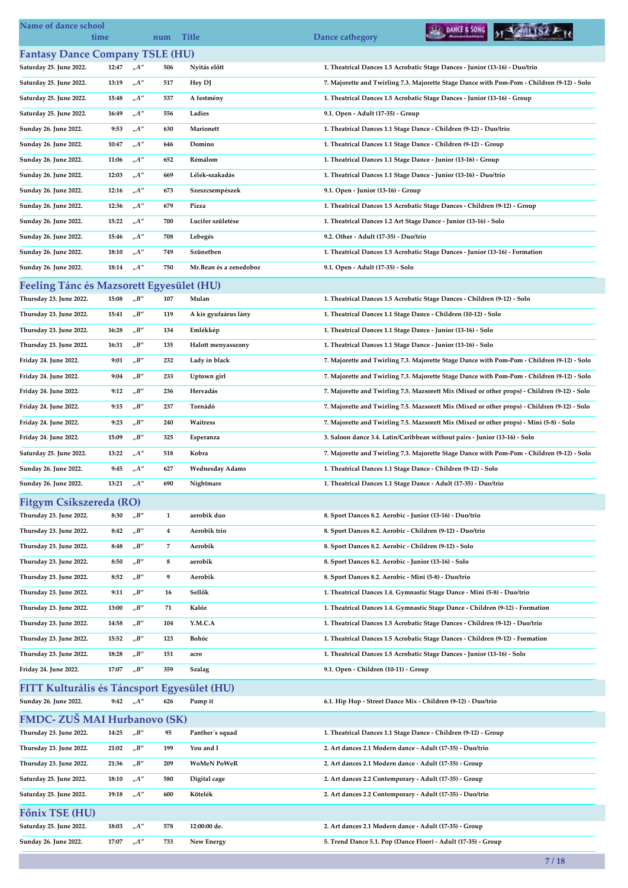| Name of dance school time | | num | Title | Dance cathegory |
|---|---|---|---|---|

## Fantasy Dance Company TSLE (HU)

| | | | | | |
|---|---|---|---|---|---|
| Saturday 25. June 2022. | 12:47 | „A" | 506 | Nyitás előtt | 1. Theatrical Dances 1.5 Acrobatic Stage Dances - Junior (13-16) - Duo/trio |
| Saturday 25. June 2022. | 13:19 | „A" | 517 | Hey DJ | 7. Majorette and Twirling 7.3. Majorette Stage Dance with Pom-Pom - Children (9-12) - Solo |
| Saturday 25. June 2022. | 15:48 | „A" | 537 | A festmény | 1. Theatrical Dances 1.5 Acrobatic Stage Dances - Junior (13-16) - Group |
| Saturday 25. June 2022. | 16:49 | „A" | 556 | Ladies | 9.1. Open - Adult (17-35) - Group |
| Sunday 26. June 2022. | 9:53 | „A" | 630 | Marionett | 1. Theatrical Dances 1.1 Stage Dance - Children (9-12) - Duo/trio |
| Sunday 26. June 2022. | 10:47 | „A" | 646 | Domino | 1. Theatrical Dances 1.1 Stage Dance - Children (9-12) - Group |
| Sunday 26. June 2022. | 11:06 | „A" | 652 | Rémálom | 1. Theatrical Dances 1.1 Stage Dance - Junior (13-16) - Group |
| Sunday 26. June 2022. | 12:03 | „A" | 669 | Lélek-szakadás | 1. Theatrical Dances 1.1 Stage Dance - Junior (13-16) - Duo/trio |
| Sunday 26. June 2022. | 12:16 | „A" | 673 | Szeszcsempészek | 9.1. Open - Junior (13-16) - Group |
| Sunday 26. June 2022. | 12:36 | „A" | 679 | Pizza | 1. Theatrical Dances 1.5 Acrobatic Stage Dances - Children (9-12) - Group |
| Sunday 26. June 2022. | 15:22 | „A" | 700 | Lucifer születése | 1. Theatrical Dances 1.2 Art Stage Dance - Junior (13-16) - Solo |
| Sunday 26. June 2022. | 15:46 | „A" | 708 | Lebegés | 9.2. Other - Adult (17-35) - Duo/trio |
| Sunday 26. June 2022. | 18:10 | „A" | 749 | Szünetben | 1. Theatrical Dances 1.5 Acrobatic Stage Dances - Junior (13-16) - Formation |
| Sunday 26. June 2022. | 18:14 | „A" | 750 | Mr.Bean és a zenedoboz | 9.1. Open - Adult (17-35) - Solo |

## Feeling Tánc és Mazsorett Egyesület (HU)

| | | | | | |
|---|---|---|---|---|---|
| Thursday 23. June 2022. | 15:08 | „B" | 107 | Mulan | 1. Theatrical Dances 1.5 Acrobatic Stage Dances - Children (9-12) - Solo |
| Thursday 23. June 2022. | 15:41 | „B" | 119 | A kis gyufaárus lány | 1. Theatrical Dances 1.1 Stage Dance - Children (10-12) - Solo |
| Thursday 23. June 2022. | 16:28 | „B" | 134 | Emlékkép | 1. Theatrical Dances 1.1 Stage Dance - Junior (13-16) - Solo |
| Thursday 23. June 2022. | 16:31 | „B" | 135 | Halott menyasszony | 1. Theatrical Dances 1.1 Stage Dance - Junior (13-16) - Solo |
| Friday 24. June 2022. | 9:01 | „B" | 232 | Lady in black | 7. Majorette and Twirling 7.3. Majorette Stage Dance with Pom-Pom - Children (9-12) - Solo |
| Friday 24. June 2022. | 9:04 | „B" | 233 | Uptown girl | 7. Majorette and Twirling 7.3. Majorette Stage Dance with Pom-Pom - Children (9-12) - Solo |
| Friday 24. June 2022. | 9:12 | „B" | 236 | Hervadás | 7. Majorette and Twirling 7.5. Mazsorett Mix (Mixed or other props) - Children (9-12) - Solo |
| Friday 24. June 2022. | 9:15 | „B" | 237 | Tornádó | 7. Majorette and Twirling 7.5. Mazsorett Mix (Mixed or other props) - Children (9-12) - Solo |
| Friday 24. June 2022. | 9:23 | „B" | 240 | Waitress | 7. Majorette and Twirling 7.5. Mazsorett Mix (Mixed or other props) - Mini (5-8) - Solo |
| Friday 24. June 2022. | 15:09 | „B" | 325 | Esperanza | 3. Saloon dance 3.4. Latin/Caribbean without pairs - Junior (13-16) - Solo |
| Saturday 25. June 2022. | 13:22 | „A" | 518 | Kobra | 7. Majorette and Twirling 7.3. Majorette Stage Dance with Pom-Pom - Children (9-12) - Solo |
| Sunday 26. June 2022. | 9:45 | „A" | 627 | Wednesday Adams | 1. Theatrical Dances 1.1 Stage Dance - Children (9-12) - Solo |
| Sunday 26. June 2022. | 13:21 | „A" | 690 | Nightmare | 1. Theatrical Dances 1.1 Stage Dance - Adult (17-35) - Duo/trio |

## Fitgym Csíkszereda (RO)

| | | | | | |
|---|---|---|---|---|---|
| Thursday 23. June 2022. | 8:30 | „B" | 1 | aerobik duo | 8. Sport Dances 8.2. Aerobic - Junior (13-16) - Duo/trio |
| Thursday 23. June 2022. | 8:42 | „B" | 4 | Aerobik trio | 8. Sport Dances 8.2. Aerobic - Children (9-12) - Duo/trio |
| Thursday 23. June 2022. | 8:48 | „B" | 7 | Aerobik | 8. Sport Dances 8.2. Aerobic - Children (9-12) - Solo |
| Thursday 23. June 2022. | 8:50 | „B" | 8 | aerobik | 8. Sport Dances 8.2. Aerobic - Junior (13-16) - Solo |
| Thursday 23. June 2022. | 8:52 | „B" | 9 | Aerobik | 8. Sport Dances 8.2. Aerobic - Mini (5-8) - Duo/trio |
| Thursday 23. June 2022. | 9:11 | „B" | 16 | Sellők | 1. Theatrical Dances 1.4. Gymnastic Stage Dance - Mini (5-8) - Duo/trio |
| Thursday 23. June 2022. | 13:00 | „B" | 71 | Kalóz | 1. Theatrical Dances 1.4. Gymnastic Stage Dance - Children (9-12) - Formation |
| Thursday 23. June 2022. | 14:58 | „B" | 104 | Y.M.C.A | 1. Theatrical Dances 1.5 Acrobatic Stage Dances - Children (9-12) - Duo/trio |
| Thursday 23. June 2022. | 15:52 | „B" | 123 | Bohóc | 1. Theatrical Dances 1.5 Acrobatic Stage Dances - Children (9-12) - Formation |
| Thursday 23. June 2022. | 18:28 | „B" | 151 | acro | 1. Theatrical Dances 1.5 Acrobatic Stage Dances - Junior (13-16) - Solo |
| Friday 24. June 2022. | 17:07 | „B" | 359 | Szalag | 9.1. Open - Children (10-11) - Group |

## FITT Kulturális és Táncsport Egyesület (HU)

| | | | | | |
|---|---|---|---|---|---|
| Sunday 26. June 2022. | 9:42 | „A" | 626 | Pump it | 6.1. Hip Hop - Street Dance Mix - Children (9-12) - Duo/trio |

## FMDC- ZUŠ MAI Hurbanovo (SK)

| | | | | | |
|---|---|---|---|---|---|
| Thursday 23. June 2022. | 14:25 | „B" | 95 | Panther´s squad | 1. Theatrical Dances 1.1 Stage Dance - Children (9-12) - Group |
| Thursday 23. June 2022. | 21:02 | „B" | 199 | You and I | 2. Art dances 2.1 Modern dance - Adult (17-35) - Duo/trio |
| Thursday 23. June 2022. | 21:36 | „B" | 209 | WoMeN PoWeR | 2. Art dances 2.1 Modern dance - Adult (17-35) - Group |
| Saturday 25. June 2022. | 18:10 | „A" | 580 | Digital cage | 2. Art dances 2.2 Contemporary - Adult (17-35) - Group |
| Saturday 25. June 2022. | 19:18 | „A" | 600 | Kötelék | 2. Art dances 2.2 Contemporary - Adult (17-35) - Duo/trio |

## Főnix TSE (HU)

| | | | | | |
|---|---|---|---|---|---|
| Saturday 25. June 2022. | 18:03 | „A" | 578 | 12:00:00 de. | 2. Art dances 2.1 Modern dance - Adult (17-35) - Group |
| Sunday 26. June 2022. | 17:07 | „A" | 733 | New Energy | 5. Trend Dance 5.1. Pop (Dance Floor) - Adult (17-35) - Group |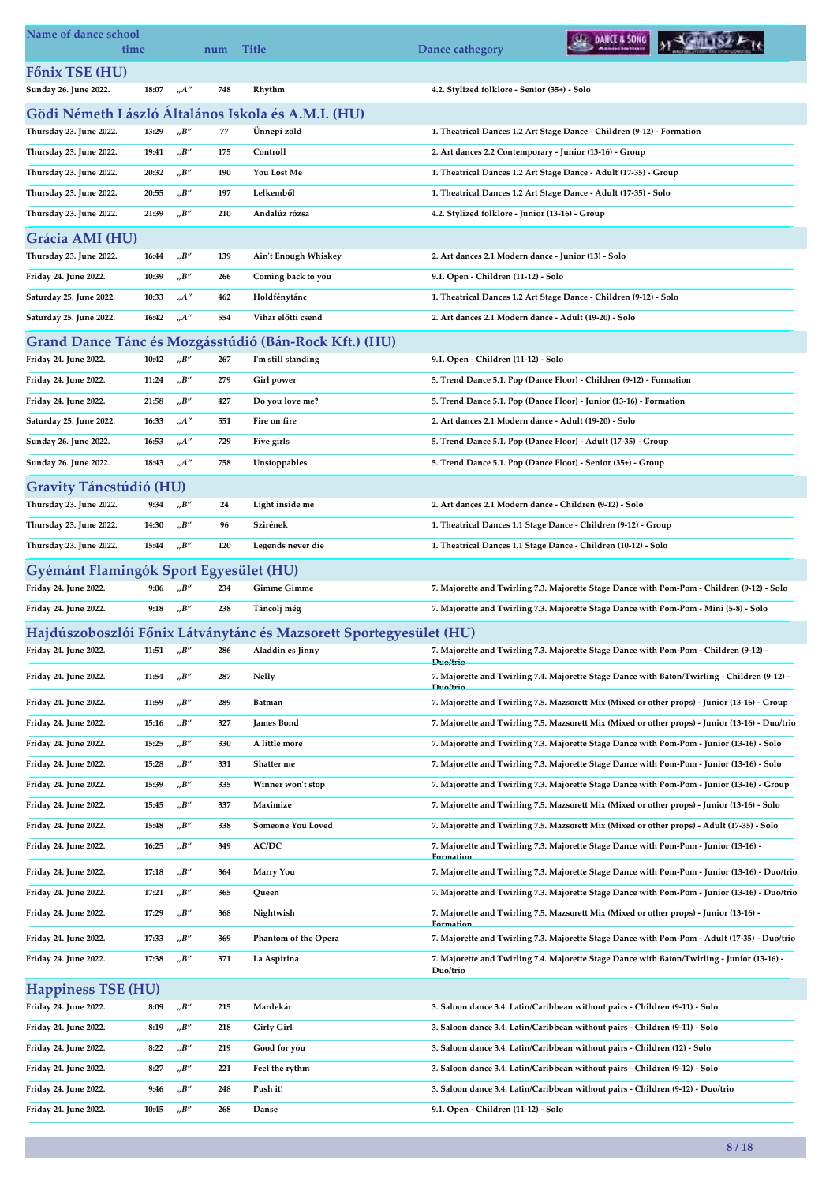| Name of dance school time | | | num | Title | Dance cathegory |
|---|---|---|---|---|---|
| **Főnix TSE (HU)** | | | | | |
| Sunday 26. June 2022. | 18:07 | „A" | 748 | Rhythm | 4.2. Stylized folklore - Senior (35+) - Solo |
| **Gödi Németh László Általános Iskola és A.M.I. (HU)** | | | | | |
| Thursday 23. June 2022. | 13:29 | „B" | 77 | Ünnepi zöld | 1. Theatrical Dances 1.2 Art Stage Dance - Children (9-12) - Formation |
| Thursday 23. June 2022. | 19:41 | „B" | 175 | Controll | 2. Art dances 2.2 Contemporary - Junior (13-16) - Group |
| Thursday 23. June 2022. | 20:32 | „B" | 190 | You Lost Me | 1. Theatrical Dances 1.2 Art Stage Dance - Adult (17-35) - Group |
| Thursday 23. June 2022. | 20:55 | „B" | 197 | Lelkemből | 1. Theatrical Dances 1.2 Art Stage Dance - Adult (17-35) - Solo |
| Thursday 23. June 2022. | 21:39 | „B" | 210 | Andalúz rózsa | 4.2. Stylized folklore - Junior (13-16) - Group |
| **Grácia AMI (HU)** | | | | | |
| Thursday 23. June 2022. | 16:44 | „B" | 139 | Ain't Enough Whiskey | 2. Art dances 2.1 Modern dance - Junior (13) - Solo |
| Friday 24. June 2022. | 10:39 | „B" | 266 | Coming back to you | 9.1. Open - Children (11-12) - Solo |
| Saturday 25. June 2022. | 10:33 | „A" | 462 | Holdfénytánc | 1. Theatrical Dances 1.2 Art Stage Dance - Children (9-12) - Solo |
| Saturday 25. June 2022. | 16:42 | „A" | 554 | Vihar előtti csend | 2. Art dances 2.1 Modern dance - Adult (19-20) - Solo |
| **Grand Dance Tánc és Mozgásstúdió (Bán-Rock Kft.) (HU)** | | | | | |
| Friday 24. June 2022. | 10:42 | „B" | 267 | I'm still standing | 9.1. Open - Children (11-12) - Solo |
| Friday 24. June 2022. | 11:24 | „B" | 279 | Girl power | 5. Trend Dance 5.1. Pop (Dance Floor) - Children (9-12) - Formation |
| Friday 24. June 2022. | 21:58 | „B" | 427 | Do you love me? | 5. Trend Dance 5.1. Pop (Dance Floor) - Junior (13-16) - Formation |
| Saturday 25. June 2022. | 16:33 | „A" | 551 | Fire on fire | 2. Art dances 2.1 Modern dance - Adult (19-20) - Solo |
| Sunday 26. June 2022. | 16:53 | „A" | 729 | Five girls | 5. Trend Dance 5.1. Pop (Dance Floor) - Adult (17-35) - Group |
| Sunday 26. June 2022. | 18:43 | „A" | 758 | Unstoppables | 5. Trend Dance 5.1. Pop (Dance Floor) - Senior (35+) - Group |
| **Gravity Táncstúdió (HU)** | | | | | |
| Thursday 23. June 2022. | 9:34 | „B" | 24 | Light inside me | 2. Art dances 2.1 Modern dance - Children (9-12) - Solo |
| Thursday 23. June 2022. | 14:30 | „B" | 96 | Szirének | 1. Theatrical Dances 1.1 Stage Dance - Children (9-12) - Group |
| Thursday 23. June 2022. | 15:44 | „B" | 120 | Legends never die | 1. Theatrical Dances 1.1 Stage Dance - Children (10-12) - Solo |
| **Gyémánt Flamingók Sport Egyesület (HU)** | | | | | |
| Friday 24. June 2022. | 9:06 | „B" | 234 | Gimme Gimme | 7. Majorette and Twirling 7.3. Majorette Stage Dance with Pom-Pom - Children (9-12) - Solo |
| Friday 24. June 2022. | 9:18 | „B" | 238 | Táncolj még | 7. Majorette and Twirling 7.3. Majorette Stage Dance with Pom-Pom - Mini (5-8) - Solo |
| **Hajdúszoboszlói Főnix Látványtánc és Mazsorett Sportegyesület (HU)** | | | | | |
| Friday 24. June 2022. | 11:51 | „B" | 286 | Aladdin és Jinny | 7. Majorette and Twirling 7.3. Majorette Stage Dance with Pom-Pom - Children (9-12) - Duo/trio |
| Friday 24. June 2022. | 11:54 | „B" | 287 | Nelly | 7. Majorette and Twirling 7.4. Majorette Stage Dance with Baton/Twirling - Children (9-12) - Duo/trio |
| Friday 24. June 2022. | 11:59 | „B" | 289 | Batman | 7. Majorette and Twirling 7.5. Mazsorett Mix (Mixed or other props) - Junior (13-16) - Group |
| Friday 24. June 2022. | 15:16 | „B" | 327 | James Bond | 7. Majorette and Twirling 7.5. Mazsorett Mix (Mixed or other props) - Junior (13-16) - Duo/trio |
| Friday 24. June 2022. | 15:25 | „B" | 330 | A little more | 7. Majorette and Twirling 7.3. Majorette Stage Dance with Pom-Pom - Junior (13-16) - Solo |
| Friday 24. June 2022. | 15:28 | „B" | 331 | Shatter me | 7. Majorette and Twirling 7.3. Majorette Stage Dance with Pom-Pom - Junior (13-16) - Solo |
| Friday 24. June 2022. | 15:39 | „B" | 335 | Winner won't stop | 7. Majorette and Twirling 7.3. Majorette Stage Dance with Pom-Pom - Junior (13-16) - Group |
| Friday 24. June 2022. | 15:45 | „B" | 337 | Maximize | 7. Majorette and Twirling 7.5. Mazsorett Mix (Mixed or other props) - Junior (13-16) - Solo |
| Friday 24. June 2022. | 15:48 | „B" | 338 | Someone You Loved | 7. Majorette and Twirling 7.5. Mazsorett Mix (Mixed or other props) - Adult (17-35) - Solo |
| Friday 24. June 2022. | 16:25 | „B" | 349 | AC/DC | 7. Majorette and Twirling 7.3. Majorette Stage Dance with Pom-Pom - Junior (13-16) - Formation |
| Friday 24. June 2022. | 17:18 | „B" | 364 | Marry You | 7. Majorette and Twirling 7.3. Majorette Stage Dance with Pom-Pom - Junior (13-16) - Duo/trio |
| Friday 24. June 2022. | 17:21 | „B" | 365 | Queen | 7. Majorette and Twirling 7.3. Majorette Stage Dance with Pom-Pom - Junior (13-16) - Duo/trio |
| Friday 24. June 2022. | 17:29 | „B" | 368 | Nightwish | 7. Majorette and Twirling 7.5. Mazsorett Mix (Mixed or other props) - Junior (13-16) - Formation |
| Friday 24. June 2022. | 17:33 | „B" | 369 | Phantom of the Opera | 7. Majorette and Twirling 7.3. Majorette Stage Dance with Pom-Pom - Adult (17-35) - Duo/trio |
| Friday 24. June 2022. | 17:38 | „B" | 371 | La Aspirina | 7. Majorette and Twirling 7.4. Majorette Stage Dance with Baton/Twirling - Junior (13-16) - Duo/trio |
| **Happiness TSE (HU)** | | | | | |
| Friday 24. June 2022. | 8:09 | „B" | 215 | Mardekár | 3. Saloon dance 3.4. Latin/Caribbean without pairs - Children (9-11) - Solo |
| Friday 24. June 2022. | 8:19 | „B" | 218 | Girly Girl | 3. Saloon dance 3.4. Latin/Caribbean without pairs - Children (9-11) - Solo |
| Friday 24. June 2022. | 8:22 | „B" | 219 | Good for you | 3. Saloon dance 3.4. Latin/Caribbean without pairs - Children (12) - Solo |
| Friday 24. June 2022. | 8:27 | „B" | 221 | Feel the rythm | 3. Saloon dance 3.4. Latin/Caribbean without pairs - Children (9-12) - Solo |
| Friday 24. June 2022. | 9:46 | „B" | 248 | Push it! | 3. Saloon dance 3.4. Latin/Caribbean without pairs - Children (9-12) - Duo/trio |
| Friday 24. June 2022. | 10:45 | „B" | 268 | Danse | 9.1. Open - Children (11-12) - Solo |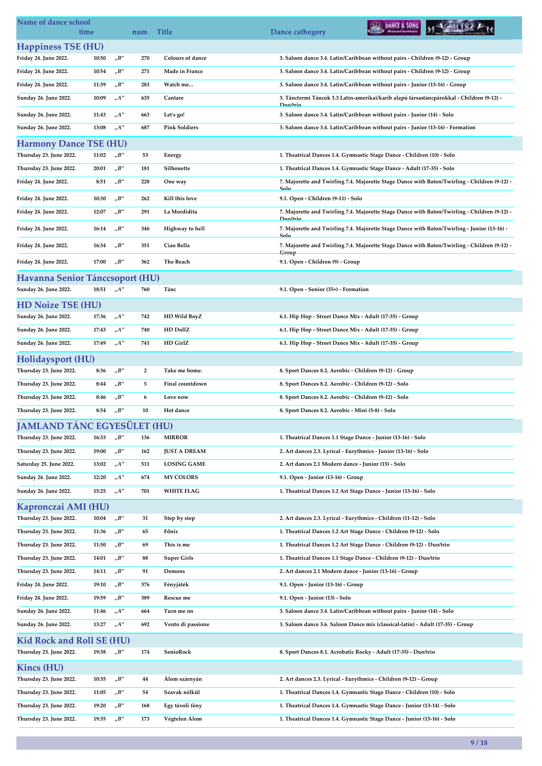| Name of dance school | time | | num | Title | Dance cathegory |
|---|---|---|---|---|---|
| **Happiness TSE (HU)** | | | | | |
| Friday 24. June 2022. | 10:50 | „B" | 270 | Colours of dance | 3. Saloon dance 3.4. Latin/Caribbean without pairs - Children (9-12) - Group |
| Friday 24. June 2022. | 10:54 | „B" | 271 | Made in France | 3. Saloon dance 3.4. Latin/Caribbean without pairs - Children (9-12) - Group |
| Friday 24. June 2022. | 11:39 | „B" | 283 | Watch me... | 3. Saloon dance 3.4. Latin/Caribbean without pairs - Junior (13-16) - Group |
| Sunday 26. June 2022. | 10:09 | „A" | 635 | Cantare | 3. Tánctermi Táncok 3.3 Latin-amerikai/karib alapú társastáncpárokkal - Children (9-12) - Duo/trio |
| Sunday 26. June 2022. | 11:43 | „A" | 663 | Let's go! | 3. Saloon dance 3.4. Latin/Caribbean without pairs - Junior (14) - Solo |
| Sunday 26. June 2022. | 13:08 | „A" | 687 | Pink Soldiers | 3. Saloon dance 3.4. Latin/Caribbean without pairs - Junior (13-16) - Formation |
| **Harmony Dance TSE (HU)** | | | | | |
| Thursday 23. June 2022. | 11:02 | „B" | 53 | Energy | 1. Theatrical Dances 1.4. Gymnastic Stage Dance - Children (10) - Solo |
| Thursday 23. June 2022. | 20:01 | „B" | 181 | Silhouette | 1. Theatrical Dances 1.4. Gymnastic Stage Dance - Adult (17-35) - Solo |
| Friday 24. June 2022. | 8:51 | „B" | 228 | One way | 7. Majorette and Twirling 7.4. Majorette Stage Dance with Baton/Twirling - Children (9-12) - Solo |
| Friday 24. June 2022. | 10:30 | „B" | 262 | Kill this love | 9.1. Open - Children (9-11) - Solo |
| Friday 24. June 2022. | 12:07 | „B" | 291 | La Mordidita | 7. Majorette and Twirling 7.4. Majorette Stage Dance with Baton/Twirling - Children (9-12) - Duo/trio |
| Friday 24. June 2022. | 16:14 | „B" | 346 | Highway to hell | 7. Majorette and Twirling 7.4. Majorette Stage Dance with Baton/Twirling - Junior (13-16) - Solo |
| Friday 24. June 2022. | 16:34 | „B" | 351 | Ciao Bella | 7. Majorette and Twirling 7.4. Majorette Stage Dance with Baton/Twirling - Children (9-12) - Group |
| Friday 24. June 2022. | 17:00 | „B" | 362 | The Beach | 9.1. Open - Children (9) - Group |
| **Havanna Senior Tánccsoport (HU)** | | | | | |
| Sunday 26. June 2022. | 18:51 | „A" | 760 | Tánc | 9.1. Open - Senior (35+) - Formation |
| **HD Noize TSE (HU)** | | | | | |
| Sunday 26. June 2022. | 17:36 | „A" | 742 | HD Wild BoyZ | 6.1. Hip Hop - Street Dance Mix - Adult (17-35) - Group |
| Sunday 26. June 2022. | 17:43 | „A" | 740 | HD DollZ | 6.1. Hip Hop - Street Dance Mix - Adult (17-35) - Group |
| Sunday 26. June 2022. | 17:49 | „A" | 741 | HD GirlZ | 6.1. Hip Hop - Street Dance Mix - Adult (17-35) - Group |
| **Holidaysport (HU)** | | | | | |
| Thursday 23. June 2022. | 8:36 | „B" | 2 | Take me home. | 8. Sport Dances 8.2. Aerobic - Children (9-12) - Group |
| Thursday 23. June 2022. | 8:44 | „B" | 5 | Final countdown | 8. Sport Dances 8.2. Aerobic - Children (9-12) - Solo |
| Thursday 23. June 2022. | 8:46 | „B" | 6 | Love now | 8. Sport Dances 8.2. Aerobic - Children (9-12) - Solo |
| Thursday 23. June 2022. | 8:54 | „B" | 10 | Hot dance | 8. Sport Dances 8.2. Aerobic - Mini (5-8) - Solo |
| **JAMLAND TÁNC EGYESÜLET (HU)** | | | | | |
| Thursday 23. June 2022. | 16:33 | „B" | 136 | MIRROR | 1. Theatrical Dances 1.1 Stage Dance - Junior (13-16) - Solo |
| Thursday 23. June 2022. | 19:00 | „B" | 162 | JUST A DREAM | 2. Art dances 2.3. Lyrical - Eurythmics - Junior (13-16) - Solo |
| Saturday 25. June 2022. | 13:02 | „A" | 511 | LOSING GAME | 2. Art dances 2.1 Modern dance - Junior (15) - Solo |
| Sunday 26. June 2022. | 12:20 | „A" | 674 | MY COLORS | 9.1. Open - Junior (13-16) - Group |
| Sunday 26. June 2022. | 15:25 | „A" | 701 | WHITE FLAG | 1. Theatrical Dances 1.2 Art Stage Dance - Junior (13-16) - Solo |
| **Kapronczai AMI (HU)** | | | | | |
| Thursday 23. June 2022. | 10:04 | „B" | 31 | Step by step | 2. Art dances 2.3. Lyrical - Eurythmics - Children (11-12) - Solo |
| Thursday 23. June 2022. | 11:36 | „B" | 65 | Főnix | 1. Theatrical Dances 1.2 Art Stage Dance - Children (9-12) - Solo |
| Thursday 23. June 2022. | 11:50 | „B" | 69 | This is me | 1. Theatrical Dances 1.2 Art Stage Dance - Children (9-12) - Duo/trio |
| Thursday 23. June 2022. | 14:01 | „B" | 88 | Super Girls | 1. Theatrical Dances 1.1 Stage Dance - Children (9-12) - Duo/trio |
| Thursday 23. June 2022. | 14:11 | „B" | 91 | Demons | 2. Art dances 2.1 Modern dance - Junior (13-16) - Group |
| Friday 24. June 2022. | 19:10 | „B" | 376 | Fényjáték | 9.1. Open - Junior (13-16) - Group |
| Friday 24. June 2022. | 19:59 | „B" | 389 | Rescue me | 9.1. Open - Junior (13) - Solo |
| Sunday 26. June 2022. | 11:46 | „A" | 664 | Turn me on | 3. Saloon dance 3.4. Latin/Caribbean without pairs - Junior (14) - Solo |
| Sunday 26. June 2022. | 13:27 | „A" | 692 | Vento di passione | 3. Saloon dance 3.6. Saloon Dance mix (classical-latin) - Adult (17-35) - Group |
| **Kid Rock and Roll SE (HU)** | | | | | |
| Thursday 23. June 2022. | 19:38 | „B" | 174 | SenioRock | 8. Sport Dances 8.1. Acrobatic Rocky - Adult (17-35) - Duo/trio |
| **Kincs (HU)** | | | | | |
| Thursday 23. June 2022. | 10:35 | „B" | 44 | Álom szárnyán | 2. Art dances 2.3. Lyrical - Eurythmics - Children (9-12) - Group |
| Thursday 23. June 2022. | 11:05 | „B" | 54 | Szavak nélkül | 1. Theatrical Dances 1.4. Gymnastic Stage Dance - Children (10) - Solo |
| Thursday 23. June 2022. | 19:20 | „B" | 168 | Egy távoli fény | 1. Theatrical Dances 1.4. Gymnastic Stage Dance - Junior (13-14) - Solo |
| Thursday 23. June 2022. | 19:35 | „B" | 173 | Végtelen Álom | 1. Theatrical Dances 1.4. Gymnastic Stage Dance - Junior (15-16) - Solo |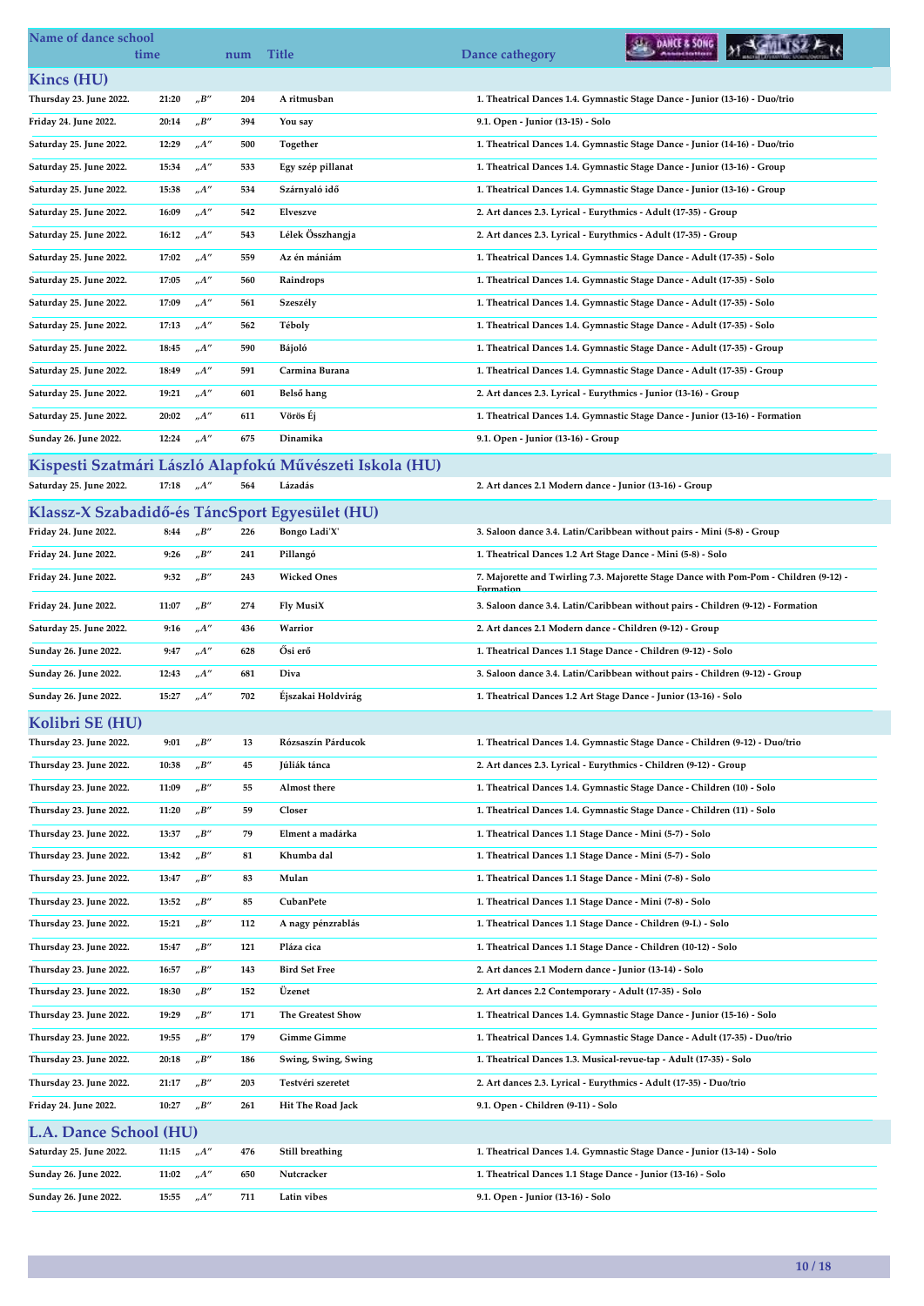| Name of dance school time | | num | Title | Dance cathegory |
|---|---|---|---|---|
| **Kincs (HU)** | | | | |
| Thursday 23. June 2022. 21:20 | „B" | 204 | A ritmusban | 1. Theatrical Dances 1.4. Gymnastic Stage Dance - Junior (13-16) - Duo/trio |
| Friday 24. June 2022. 20:14 | „B" | 394 | You say | 9.1. Open - Junior (13-15) - Solo |
| Saturday 25. June 2022. 12:29 | „A" | 500 | Together | 1. Theatrical Dances 1.4. Gymnastic Stage Dance - Junior (14-16) - Duo/trio |
| Saturday 25. June 2022. 15:34 | „A" | 533 | Egy szép pillanat | 1. Theatrical Dances 1.4. Gymnastic Stage Dance - Junior (13-16) - Group |
| Saturday 25. June 2022. 15:38 | „A" | 534 | Szárnyaló idő | 1. Theatrical Dances 1.4. Gymnastic Stage Dance - Junior (13-16) - Group |
| Saturday 25. June 2022. 16:09 | „A" | 542 | Elveszve | 2. Art dances 2.3. Lyrical - Eurythmics - Adult (17-35) - Group |
| Saturday 25. June 2022. 16:12 | „A" | 543 | Lélek Összhangja | 2. Art dances 2.3. Lyrical - Eurythmics - Adult (17-35) - Group |
| Saturday 25. June 2022. 17:02 | „A" | 559 | Az én mániám | 1. Theatrical Dances 1.4. Gymnastic Stage Dance - Adult (17-35) - Solo |
| Saturday 25. June 2022. 17:05 | „A" | 560 | Raindrops | 1. Theatrical Dances 1.4. Gymnastic Stage Dance - Adult (17-35) - Solo |
| Saturday 25. June 2022. 17:09 | „A" | 561 | Szeszély | 1. Theatrical Dances 1.4. Gymnastic Stage Dance - Adult (17-35) - Solo |
| Saturday 25. June 2022. 17:13 | „A" | 562 | Téboly | 1. Theatrical Dances 1.4. Gymnastic Stage Dance - Adult (17-35) - Solo |
| Saturday 25. June 2022. 18:45 | „A" | 590 | Bájoló | 1. Theatrical Dances 1.4. Gymnastic Stage Dance - Adult (17-35) - Group |
| Saturday 25. June 2022. 18:49 | „A" | 591 | Carmina Burana | 1. Theatrical Dances 1.4. Gymnastic Stage Dance - Adult (17-35) - Group |
| Saturday 25. June 2022. 19:21 | „A" | 601 | Belső hang | 2. Art dances 2.3. Lyrical - Eurythmics - Junior (13-16) - Group |
| Saturday 25. June 2022. 20:02 | „A" | 611 | Vörös Éj | 1. Theatrical Dances 1.4. Gymnastic Stage Dance - Junior (13-16) - Formation |
| Sunday 26. June 2022. 12:24 | „A" | 675 | Dinamika | 9.1. Open - Junior (13-16) - Group |
| **Kispesti Szatmári László Alapfokú Művészeti Iskola (HU)** | | | | |
| Saturday 25. June 2022. 17:18 | „A" | 564 | Lázadás | 2. Art dances 2.1 Modern dance - Junior (13-16) - Group |
| **Klassz-X Szabadidő-és TáncSport Egyesület (HU)** | | | | |
| Friday 24. June 2022. 8:44 | „B" | 226 | Bongo Ladi'X' | 3. Saloon dance 3.4. Latin/Caribbean without pairs - Mini (5-8) - Group |
| Friday 24. June 2022. 9:26 | „B" | 241 | Pillangó | 1. Theatrical Dances 1.2 Art Stage Dance - Mini (5-8) - Solo |
| Friday 24. June 2022. 9:32 | „B" | 243 | Wicked Ones | 7. Majorette and Twirling 7.3. Majorette Stage Dance with Pom-Pom - Children (9-12) - Formation |
| Friday 24. June 2022. 11:07 | „B" | 274 | Fly MusiX | 3. Saloon dance 3.4. Latin/Caribbean without pairs - Children (9-12) - Formation |
| Saturday 25. June 2022. 9:16 | „A" | 436 | Warrior | 2. Art dances 2.1 Modern dance - Children (9-12) - Group |
| Sunday 26. June 2022. 9:47 | „A" | 628 | Ősi erő | 1. Theatrical Dances 1.1 Stage Dance - Children (9-12) - Solo |
| Sunday 26. June 2022. 12:43 | „A" | 681 | Diva | 3. Saloon dance 3.4. Latin/Caribbean without pairs - Children (9-12) - Group |
| Sunday 26. June 2022. 15:27 | „A" | 702 | Éjszakai Holdvirág | 1. Theatrical Dances 1.2 Art Stage Dance - Junior (13-16) - Solo |
| **Kolibri SE (HU)** | | | | |
| Thursday 23. June 2022. 9:01 | „B" | 13 | Rózsaszín Párducok | 1. Theatrical Dances 1.4. Gymnastic Stage Dance - Children (9-12) - Duo/trio |
| Thursday 23. June 2022. 10:38 | „B" | 45 | Júliák tánca | 2. Art dances 2.3. Lyrical - Eurythmics - Children (9-12) - Group |
| Thursday 23. June 2022. 11:09 | „B" | 55 | Almost there | 1. Theatrical Dances 1.4. Gymnastic Stage Dance - Children (10) - Solo |
| Thursday 23. June 2022. 11:20 | „B" | 59 | Closer | 1. Theatrical Dances 1.4. Gymnastic Stage Dance - Children (11) - Solo |
| Thursday 23. June 2022. 13:37 | „B" | 79 | Elment a madárka | 1. Theatrical Dances 1.1 Stage Dance - Mini (5-7) - Solo |
| Thursday 23. June 2022. 13:42 | „B" | 81 | Khumba dal | 1. Theatrical Dances 1.1 Stage Dance - Mini (5-7) - Solo |
| Thursday 23. June 2022. 13:47 | „B" | 83 | Mulan | 1. Theatrical Dances 1.1 Stage Dance - Mini (7-8) - Solo |
| Thursday 23. June 2022. 13:52 | „B" | 85 | CubanPete | 1. Theatrical Dances 1.1 Stage Dance - Mini (7-8) - Solo |
| Thursday 23. June 2022. 15:21 | „B" | 112 | A nagy pénzrablás | 1. Theatrical Dances 1.1 Stage Dance - Children (9-I.) - Solo |
| Thursday 23. June 2022. 15:47 | „B" | 121 | Pláza cica | 1. Theatrical Dances 1.1 Stage Dance - Children (10-12) - Solo |
| Thursday 23. June 2022. 16:57 | „B" | 143 | Bird Set Free | 2. Art dances 2.1 Modern dance - Junior (13-14) - Solo |
| Thursday 23. June 2022. 18:30 | „B" | 152 | Üzenet | 2. Art dances 2.2 Contemporary - Adult (17-35) - Solo |
| Thursday 23. June 2022. 19:29 | „B" | 171 | The Greatest Show | 1. Theatrical Dances 1.4. Gymnastic Stage Dance - Junior (15-16) - Solo |
| Thursday 23. June 2022. 19:55 | „B" | 179 | Gimme Gimme | 1. Theatrical Dances 1.4. Gymnastic Stage Dance - Adult (17-35) - Duo/trio |
| Thursday 23. June 2022. 20:18 | „B" | 186 | Swing, Swing, Swing | 1. Theatrical Dances 1.3. Musical-revue-tap - Adult (17-35) - Solo |
| Thursday 23. June 2022. 21:17 | „B" | 203 | Testvéri szeretet | 2. Art dances 2.3. Lyrical - Eurythmics - Adult (17-35) - Duo/trio |
| Friday 24. June 2022. 10:27 | „B" | 261 | Hit The Road Jack | 9.1. Open - Children (9-11) - Solo |
| **L.A. Dance School (HU)** | | | | |
| Saturday 25. June 2022. 11:15 | „A" | 476 | Still breathing | 1. Theatrical Dances 1.4. Gymnastic Stage Dance - Junior (13-14) - Solo |
| Sunday 26. June 2022. 11:02 | „A" | 650 | Nutcracker | 1. Theatrical Dances 1.1 Stage Dance - Junior (13-16) - Solo |
| Sunday 26. June 2022. 15:55 | „A" | 711 | Latin vibes | 9.1. Open - Junior (13-16) - Solo |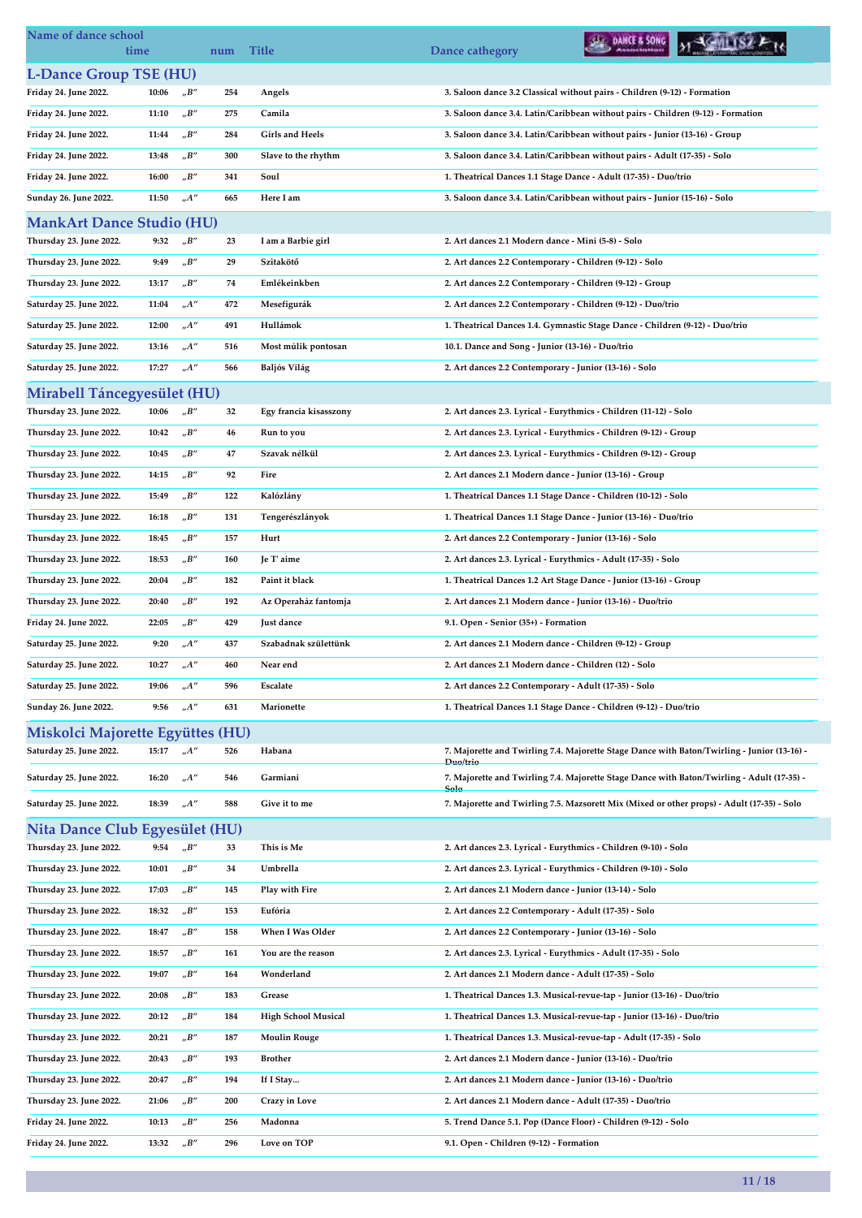| Name of dance school time | | num | Title | Dance cathegory |
|---|---|---|---|---|
| **L-Dance Group TSE (HU)** | | | | |
| Friday 24. June 2022. 10:06 | „B" | 254 | Angels | 3. Saloon dance 3.2 Classical without pairs - Children (9-12) - Formation |
| Friday 24. June 2022. 11:10 | „B" | 275 | Camila | 3. Saloon dance 3.4. Latin/Caribbean without pairs - Children (9-12) - Formation |
| Friday 24. June 2022. 11:44 | „B" | 284 | Girls and Heels | 3. Saloon dance 3.4. Latin/Caribbean without pairs - Junior (13-16) - Group |
| Friday 24. June 2022. 13:48 | „B" | 300 | Slave to the rhythm | 3. Saloon dance 3.4. Latin/Caribbean without pairs - Adult (17-35) - Solo |
| Friday 24. June 2022. 16:00 | „B" | 341 | Soul | 1. Theatrical Dances 1.1 Stage Dance - Adult (17-35) - Duo/trio |
| Sunday 26. June 2022. 11:50 | „A" | 665 | Here I am | 3. Saloon dance 3.4. Latin/Caribbean without pairs - Junior (15-16) - Solo |
| **ManKArt Dance Studio (HU)** | | | | |
| Thursday 23. June 2022. 9:32 | „B" | 23 | I am a Barbie girl | 2. Art dances 2.1 Modern dance - Mini (5-8) - Solo |
| Thursday 23. June 2022. 9:49 | „B" | 29 | Szitakötő | 2. Art dances 2.2 Contemporary - Children (9-12) - Solo |
| Thursday 23. June 2022. 13:17 | „B" | 74 | Emlékeinkben | 2. Art dances 2.2 Contemporary - Children (9-12) - Group |
| Saturday 25. June 2022. 11:04 | „A" | 472 | Mesefigurák | 2. Art dances 2.2 Contemporary - Children (9-12) - Duo/trio |
| Saturday 25. June 2022. 12:00 | „A" | 491 | Hullámok | 1. Theatrical Dances 1.4. Gymnastic Stage Dance - Children (9-12) - Duo/trio |
| Saturday 25. June 2022. 13:16 | „A" | 516 | Most múlik pontosan | 10.1. Dance and Song - Junior (13-16) - Duo/trio |
| Saturday 25. June 2022. 17:27 | „A" | 566 | Baljós Világ | 2. Art dances 2.2 Contemporary - Junior (13-16) - Solo |
| **Mirabell Táncegyesület (HU)** | | | | |
| Thursday 23. June 2022. 10:06 | „B" | 32 | Egy francia kisasszony | 2. Art dances 2.3. Lyrical - Eurythmics - Children (11-12) - Solo |
| Thursday 23. June 2022. 10:42 | „B" | 46 | Run to you | 2. Art dances 2.3. Lyrical - Eurythmics - Children (9-12) - Group |
| Thursday 23. June 2022. 10:45 | „B" | 47 | Szavak nélkül | 2. Art dances 2.3. Lyrical - Eurythmics - Children (9-12) - Group |
| Thursday 23. June 2022. 14:15 | „B" | 92 | Fire | 2. Art dances 2.1 Modern dance - Junior (13-16) - Group |
| Thursday 23. June 2022. 15:49 | „B" | 122 | Kalózlány | 1. Theatrical Dances 1.1 Stage Dance - Children (10-12) - Solo |
| Thursday 23. June 2022. 16:18 | „B" | 131 | Tengerészlányok | 1. Theatrical Dances 1.1 Stage Dance - Junior (13-16) - Duo/trio |
| Thursday 23. June 2022. 18:45 | „B" | 157 | Hurt | 2. Art dances 2.2 Contemporary - Junior (13-16) - Solo |
| Thursday 23. June 2022. 18:53 | „B" | 160 | Je T' aime | 2. Art dances 2.3. Lyrical - Eurythmics - Adult (17-35) - Solo |
| Thursday 23. June 2022. 20:04 | „B" | 182 | Paint it black | 1. Theatrical Dances 1.2 Art Stage Dance - Junior (13-16) - Group |
| Thursday 23. June 2022. 20:40 | „B" | 192 | Az Operaház fantomja | 2. Art dances 2.1 Modern dance - Junior (13-16) - Duo/trio |
| Friday 24. June 2022. 22:05 | „B" | 429 | Just dance | 9.1. Open - Senior (35+) - Formation |
| Saturday 25. June 2022. 9:20 | „A" | 437 | Szabadnak születtünk | 2. Art dances 2.1 Modern dance - Children (9-12) - Group |
| Saturday 25. June 2022. 10:27 | „A" | 460 | Near end | 2. Art dances 2.1 Modern dance - Children (12) - Solo |
| Saturday 25. June 2022. 19:06 | „A" | 596 | Escalate | 2. Art dances 2.2 Contemporary - Adult (17-35) - Solo |
| Sunday 26. June 2022. 9:56 | „A" | 631 | Marionette | 1. Theatrical Dances 1.1 Stage Dance - Children (9-12) - Duo/trio |
| **Miskolci Majorette Együttes (HU)** | | | | |
| Saturday 25. June 2022. 15:17 | „A" | 526 | Habana | 7. Majorette and Twirling 7.4. Majorette Stage Dance with Baton/Twirling - Junior (13-16) - Duo/trio |
| Saturday 25. June 2022. 16:20 | „A" | 546 | Garmiani | 7. Majorette and Twirling 7.4. Majorette Stage Dance with Baton/Twirling - Adult (17-35) - Solo |
| Saturday 25. June 2022. 18:39 | „A" | 588 | Give it to me | 7. Majorette and Twirling 7.5. Mazsorett Mix (Mixed or other props) - Adult (17-35) - Solo |
| **Nita Dance Club Egyesület (HU)** | | | | |
| Thursday 23. June 2022. 9:54 | „B" | 33 | This is Me | 2. Art dances 2.3. Lyrical - Eurythmics - Children (9-10) - Solo |
| Thursday 23. June 2022. 10:01 | „B" | 34 | Umbrella | 2. Art dances 2.3. Lyrical - Eurythmics - Children (9-10) - Solo |
| Thursday 23. June 2022. 17:03 | „B" | 145 | Play with Fire | 2. Art dances 2.1 Modern dance - Junior (13-14) - Solo |
| Thursday 23. June 2022. 18:32 | „B" | 153 | Eufória | 2. Art dances 2.2 Contemporary - Adult (17-35) - Solo |
| Thursday 23. June 2022. 18:47 | „B" | 158 | When I Was Older | 2. Art dances 2.2 Contemporary - Junior (13-16) - Solo |
| Thursday 23. June 2022. 18:57 | „B" | 161 | You are the reason | 2. Art dances 2.3. Lyrical - Eurythmics - Adult (17-35) - Solo |
| Thursday 23. June 2022. 19:07 | „B" | 164 | Wonderland | 2. Art dances 2.1 Modern dance - Adult (17-35) - Solo |
| Thursday 23. June 2022. 20:08 | „B" | 183 | Grease | 1. Theatrical Dances 1.3. Musical-revue-tap - Junior (13-16) - Duo/trio |
| Thursday 23. June 2022. 20:12 | „B" | 184 | High School Musical | 1. Theatrical Dances 1.3. Musical-revue-tap - Junior (13-16) - Duo/trio |
| Thursday 23. June 2022. 20:21 | „B" | 187 | Moulin Rouge | 1. Theatrical Dances 1.3. Musical-revue-tap - Adult (17-35) - Solo |
| Thursday 23. June 2022. 20:43 | „B" | 193 | Brother | 2. Art dances 2.1 Modern dance - Junior (13-16) - Duo/trio |
| Thursday 23. June 2022. 20:47 | „B" | 194 | If I Stay... | 2. Art dances 2.1 Modern dance - Junior (13-16) - Duo/trio |
| Thursday 23. June 2022. 21:06 | „B" | 200 | Crazy in Love | 2. Art dances 2.1 Modern dance - Adult (17-35) - Duo/trio |
| Friday 24. June 2022. 10:13 | „B" | 256 | Madonna | 5. Trend Dance 5.1. Pop (Dance Floor) - Children (9-12) - Solo |
| Friday 24. June 2022. 13:32 | „B" | 296 | Love on TOP | 9.1. Open - Children (9-12) - Formation |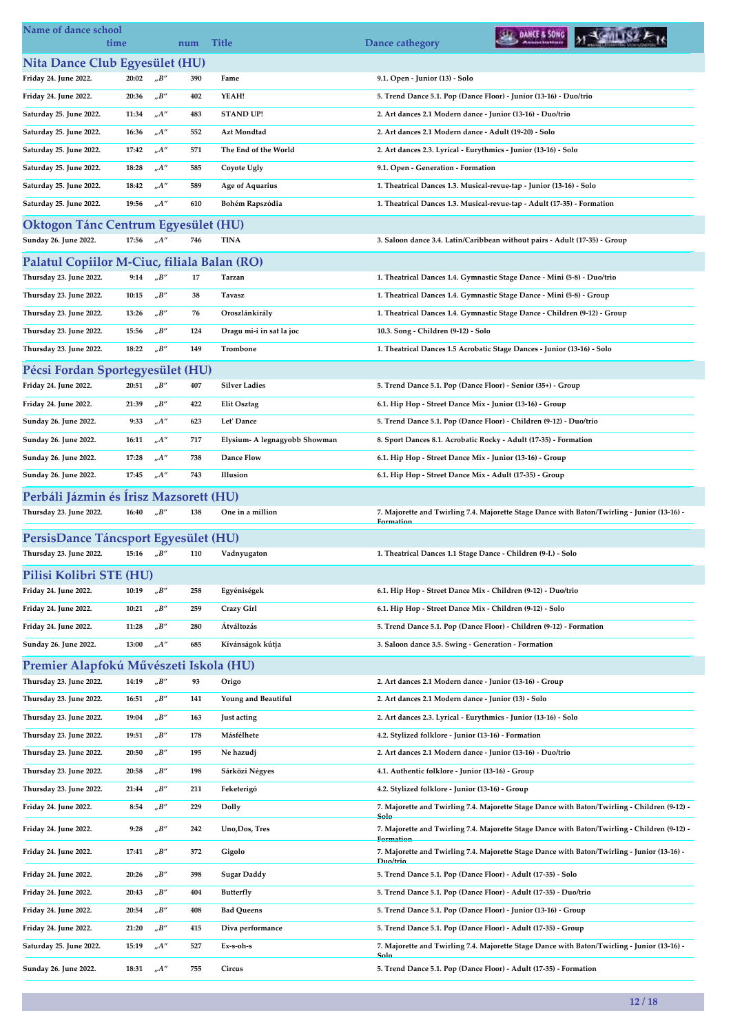| Name of dance school | time | | num | Title | Dance cathegory |
|---|---|---|---|---|---|
| **Nita Dance Club Egyesület (HU)** | | | | | |
| Friday 24. June 2022. | 20:02 | „B" | 390 | Fame | 9.1. Open - Junior (13) - Solo |
| Friday 24. June 2022. | 20:36 | „B" | 402 | YEAH! | 5. Trend Dance 5.1. Pop (Dance Floor) - Junior (13-16) - Duo/trio |
| Saturday 25. June 2022. | 11:34 | „A" | 483 | STAND UP! | 2. Art dances 2.1 Modern dance - Junior (13-16) - Duo/trio |
| Saturday 25. June 2022. | 16:36 | „A" | 552 | Azt Mondtad | 2. Art dances 2.1 Modern dance - Adult (19-20) - Solo |
| Saturday 25. June 2022. | 17:42 | „A" | 571 | The End of the World | 2. Art dances 2.3. Lyrical - Eurythmics - Junior (13-16) - Solo |
| Saturday 25. June 2022. | 18:28 | „A" | 585 | Coyote Ugly | 9.1. Open - Generation - Formation |
| Saturday 25. June 2022. | 18:42 | „A" | 589 | Age of Aquarius | 1. Theatrical Dances 1.3. Musical-revue-tap - Junior (13-16) - Solo |
| Saturday 25. June 2022. | 19:56 | „A" | 610 | Bohém Rapszódia | 1. Theatrical Dances 1.3. Musical-revue-tap - Adult (17-35) - Formation |
| **Oktogon Tánc Centrum Egyesület (HU)** | | | | | |
| Sunday 26. June 2022. | 17:56 | „A" | 746 | TINA | 3. Saloon dance 3.4. Latin/Caribbean without pairs - Adult (17-35) - Group |
| **Palatul Copiilor M-Ciuc, filiala Balan (RO)** | | | | | |
| Thursday 23. June 2022. | 9:14 | „B" | 17 | Tarzan | 1. Theatrical Dances 1.4. Gymnastic Stage Dance - Mini (5-8) - Duo/trio |
| Thursday 23. June 2022. | 10:15 | „B" | 38 | Tavasz | 1. Theatrical Dances 1.4. Gymnastic Stage Dance - Mini (5-8) - Group |
| Thursday 23. June 2022. | 13:26 | „B" | 76 | Oroszlánkirály | 1. Theatrical Dances 1.4. Gymnastic Stage Dance - Children (9-12) - Group |
| Thursday 23. June 2022. | 15:56 | „B" | 124 | Dragu mi-i in sat la joc | 10.3. Song - Children (9-12) - Solo |
| Thursday 23. June 2022. | 18:22 | „B" | 149 | Trombone | 1. Theatrical Dances 1.5 Acrobatic Stage Dances - Junior (13-16) - Solo |
| **Pécsi Fordan Sportegyesület (HU)** | | | | | |
| Friday 24. June 2022. | 20:51 | „B" | 407 | Silver Ladies | 5. Trend Dance 5.1. Pop (Dance Floor) - Senior (35+) - Group |
| Friday 24. June 2022. | 21:39 | „B" | 422 | Elit Osztag | 6.1. Hip Hop - Street Dance Mix - Junior (13-16) - Group |
| Sunday 26. June 2022. | 9:33 | „A" | 623 | Let' Dance | 5. Trend Dance 5.1. Pop (Dance Floor) - Children (9-12) - Duo/trio |
| Sunday 26. June 2022. | 16:11 | „A" | 717 | Elysium- A legnagyobb Showman | 8. Sport Dances 8.1. Acrobatic Rocky - Adult (17-35) - Formation |
| Sunday 26. June 2022. | 17:28 | „A" | 738 | Dance Flow | 6.1. Hip Hop - Street Dance Mix - Junior (13-16) - Group |
| Sunday 26. June 2022. | 17:45 | „A" | 743 | Illusion | 6.1. Hip Hop - Street Dance Mix - Adult (17-35) - Group |
| **Perbáli Jázmin és Írisz Mazsorett (HU)** | | | | | |
| Thursday 23. June 2022. | 16:40 | „B" | 138 | One in a million | 7. Majorette and Twirling 7.4. Majorette Stage Dance with Baton/Twirling - Junior (13-16) - Formation |
| **PersisDance Táncsport Egyesület (HU)** | | | | | |
| Thursday 23. June 2022. | 15:16 | „B" | 110 | Vadnyugaton | 1. Theatrical Dances 1.1 Stage Dance - Children (9-1.) - Solo |
| **Pilisi Kolibri STE (HU)** | | | | | |
| Friday 24. June 2022. | 10:19 | „B" | 258 | Egyéniségek | 6.1. Hip Hop - Street Dance Mix - Children (9-12) - Duo/trio |
| Friday 24. June 2022. | 10:21 | „B" | 259 | Crazy Girl | 6.1. Hip Hop - Street Dance Mix - Children (9-12) - Solo |
| Friday 24. June 2022. | 11:28 | „B" | 280 | Átváltozás | 5. Trend Dance 5.1. Pop (Dance Floor) - Children (9-12) - Formation |
| Sunday 26. June 2022. | 13:00 | „A" | 685 | Kívánságok kútja | 3. Saloon dance 3.5. Swing - Generation - Formation |
| **Premier Alapfokú Művészeti Iskola (HU)** | | | | | |
| Thursday 23. June 2022. | 14:19 | „B" | 93 | Origo | 2. Art dances 2.1 Modern dance - Junior (13-16) - Group |
| Thursday 23. June 2022. | 16:51 | „B" | 141 | Young and Beautiful | 2. Art dances 2.1 Modern dance - Junior (13) - Solo |
| Thursday 23. June 2022. | 19:04 | „B" | 163 | Just acting | 2. Art dances 2.3. Lyrical - Eurythmics - Junior (13-16) - Solo |
| Thursday 23. June 2022. | 19:51 | „B" | 178 | Másfélhete | 4.2. Stylized folklore - Junior (13-16) - Formation |
| Thursday 23. June 2022. | 20:50 | „B" | 195 | Ne hazudj | 2. Art dances 2.1 Modern dance - Junior (13-16) - Duo/trio |
| Thursday 23. June 2022. | 20:58 | „B" | 198 | Sárközi Négyes | 4.1. Authentic folklore - Junior (13-16) - Group |
| Thursday 23. June 2022. | 21:44 | „B" | 211 | Feketerigó | 4.2. Stylized folklore - Junior (13-16) - Group |
| Friday 24. June 2022. | 8:54 | „B" | 229 | Dolly | 7. Majorette and Twirling 7.4. Majorette Stage Dance with Baton/Twirling - Children (9-12) - Solo |
| Friday 24. June 2022. | 9:28 | „B" | 242 | Uno,Dos, Tres | 7. Majorette and Twirling 7.4. Majorette Stage Dance with Baton/Twirling - Children (9-12) - Formation |
| Friday 24. June 2022. | 17:41 | „B" | 372 | Gigolo | 7. Majorette and Twirling 7.4. Majorette Stage Dance with Baton/Twirling - Junior (13-16) - Duo/trio |
| Friday 24. June 2022. | 20:26 | „B" | 398 | Sugar Daddy | 5. Trend Dance 5.1. Pop (Dance Floor) - Adult (17-35) - Solo |
| Friday 24. June 2022. | 20:43 | „B" | 404 | Butterfly | 5. Trend Dance 5.1. Pop (Dance Floor) - Adult (17-35) - Duo/trio |
| Friday 24. June 2022. | 20:54 | „B" | 408 | Bad Queens | 5. Trend Dance 5.1. Pop (Dance Floor) - Junior (13-16) - Group |
| Friday 24. June 2022. | 21:20 | „B" | 415 | Diva performance | 5. Trend Dance 5.1. Pop (Dance Floor) - Adult (17-35) - Group |
| Saturday 25. June 2022. | 15:19 | „A" | 527 | Ex-s-oh-s | 7. Majorette and Twirling 7.4. Majorette Stage Dance with Baton/Twirling - Junior (13-16) - Solo |
| Sunday 26. June 2022. | 18:31 | „A" | 755 | Circus | 5. Trend Dance 5.1. Pop (Dance Floor) - Adult (17-35) - Formation |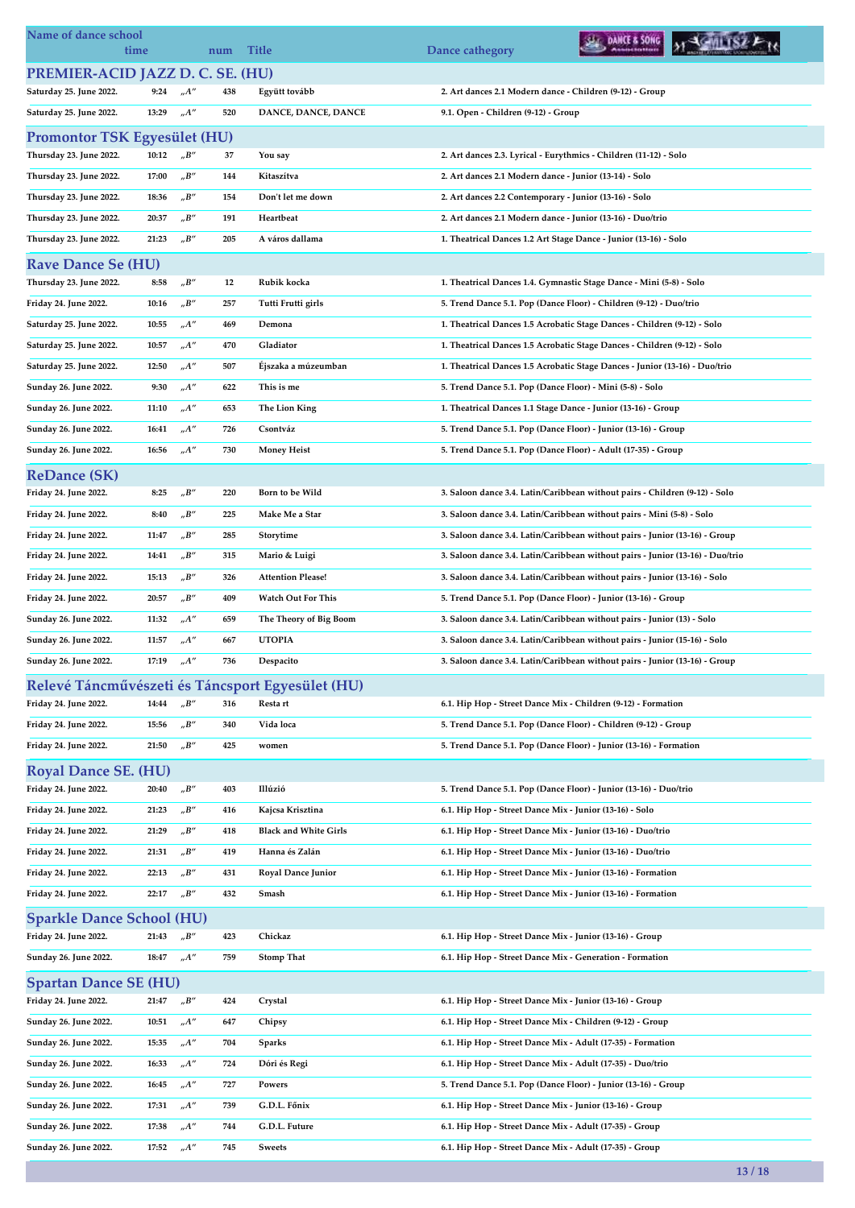| Name of dance school | time | | num | Title | Dance cathegory |
|---|---|---|---|---|---|

## PREMIER-ACID JAZZ D. C. SE. (HU)

| Date | time | | num | Title | Dance cathegory |
|---|---|---|---|---|---|
| Saturday 25. June 2022. | 9:24 | „A" | 438 | Együtt tovább | 2. Art dances 2.1 Modern dance - Children (9-12) - Group |
| Saturday 25. June 2022. | 13:29 | „A" | 520 | DANCE, DANCE, DANCE | 9.1. Open - Children (9-12) - Group |

## Promontor TSK Egyesület (HU)

| Date | time | | num | Title | Dance cathegory |
|---|---|---|---|---|---|
| Thursday 23. June 2022. | 10:12 | „B" | 37 | You say | 2. Art dances 2.3. Lyrical - Eurythmics - Children (11-12) - Solo |
| Thursday 23. June 2022. | 17:00 | „B" | 144 | Kitaszítva | 2. Art dances 2.1 Modern dance - Junior (13-14) - Solo |
| Thursday 23. June 2022. | 18:36 | „B" | 154 | Don't let me down | 2. Art dances 2.2 Contemporary - Junior (13-16) - Solo |
| Thursday 23. June 2022. | 20:37 | „B" | 191 | Heartbeat | 2. Art dances 2.1 Modern dance - Junior (13-16) - Duo/trio |
| Thursday 23. June 2022. | 21:23 | „B" | 205 | A város dallama | 1. Theatrical Dances 1.2 Art Stage Dance - Junior (13-16) - Solo |

## Rave Dance Se (HU)

| Date | time | | num | Title | Dance cathegory |
|---|---|---|---|---|---|
| Thursday 23. June 2022. | 8:58 | „B" | 12 | Rubik kocka | 1. Theatrical Dances 1.4. Gymnastic Stage Dance - Mini (5-8) - Solo |
| Friday 24. June 2022. | 10:16 | „B" | 257 | Tutti Frutti girls | 5. Trend Dance 5.1. Pop (Dance Floor) - Children (9-12) - Duo/trio |
| Saturday 25. June 2022. | 10:55 | „A" | 469 | Demona | 1. Theatrical Dances 1.5 Acrobatic Stage Dances - Children (9-12) - Solo |
| Saturday 25. June 2022. | 10:57 | „A" | 470 | Gladiator | 1. Theatrical Dances 1.5 Acrobatic Stage Dances - Children (9-12) - Solo |
| Saturday 25. June 2022. | 12:50 | „A" | 507 | Éjszaka a múzeumban | 1. Theatrical Dances 1.5 Acrobatic Stage Dances - Junior (13-16) - Duo/trio |
| Sunday 26. June 2022. | 9:30 | „A" | 622 | This is me | 5. Trend Dance 5.1. Pop (Dance Floor) - Mini (5-8) - Solo |
| Sunday 26. June 2022. | 11:10 | „A" | 653 | The Lion King | 1. Theatrical Dances 1.1 Stage Dance - Junior (13-16) - Group |
| Sunday 26. June 2022. | 16:41 | „A" | 726 | Csontváz | 5. Trend Dance 5.1. Pop (Dance Floor) - Junior (13-16) - Group |
| Sunday 26. June 2022. | 16:56 | „A" | 730 | Money Heist | 5. Trend Dance 5.1. Pop (Dance Floor) - Adult (17-35) - Group |

## ReDance (SK)

| Date | time | | num | Title | Dance cathegory |
|---|---|---|---|---|---|
| Friday 24. June 2022. | 8:25 | „B" | 220 | Born to be Wild | 3. Saloon dance 3.4. Latin/Caribbean without pairs - Children (9-12) - Solo |
| Friday 24. June 2022. | 8:40 | „B" | 225 | Make Me a Star | 3. Saloon dance 3.4. Latin/Caribbean without pairs - Mini (5-8) - Solo |
| Friday 24. June 2022. | 11:47 | „B" | 285 | Storytime | 3. Saloon dance 3.4. Latin/Caribbean without pairs - Junior (13-16) - Group |
| Friday 24. June 2022. | 14:41 | „B" | 315 | Mario & Luigi | 3. Saloon dance 3.4. Latin/Caribbean without pairs - Junior (13-16) - Duo/trio |
| Friday 24. June 2022. | 15:13 | „B" | 326 | Attention Please! | 3. Saloon dance 3.4. Latin/Caribbean without pairs - Junior (13-16) - Solo |
| Friday 24. June 2022. | 20:57 | „B" | 409 | Watch Out For This | 5. Trend Dance 5.1. Pop (Dance Floor) - Junior (13-16) - Group |
| Sunday 26. June 2022. | 11:32 | „A" | 659 | The Theory of Big Boom | 3. Saloon dance 3.4. Latin/Caribbean without pairs - Junior (13) - Solo |
| Sunday 26. June 2022. | 11:57 | „A" | 667 | UTOPIA | 3. Saloon dance 3.4. Latin/Caribbean without pairs - Junior (15-16) - Solo |
| Sunday 26. June 2022. | 17:19 | „A" | 736 | Despacito | 3. Saloon dance 3.4. Latin/Caribbean without pairs - Junior (13-16) - Group |

## Relevé Táncművészeti és Táncsport Egyesület (HU)

| Date | time | | num | Title | Dance cathegory |
|---|---|---|---|---|---|
| Friday 24. June 2022. | 14:44 | „B" | 316 | Resta rt | 6.1. Hip Hop - Street Dance Mix - Children (9-12) - Formation |
| Friday 24. June 2022. | 15:56 | „B" | 340 | Vida loca | 5. Trend Dance 5.1. Pop (Dance Floor) - Children (9-12) - Group |
| Friday 24. June 2022. | 21:50 | „B" | 425 | women | 5. Trend Dance 5.1. Pop (Dance Floor) - Junior (13-16) - Formation |

## Royal Dance SE. (HU)

| Date | time | | num | Title | Dance cathegory |
|---|---|---|---|---|---|
| Friday 24. June 2022. | 20:40 | „B" | 403 | Illúzió | 5. Trend Dance 5.1. Pop (Dance Floor) - Junior (13-16) - Duo/trio |
| Friday 24. June 2022. | 21:23 | „B" | 416 | Kajcsa Krisztina | 6.1. Hip Hop - Street Dance Mix - Junior (13-16) - Solo |
| Friday 24. June 2022. | 21:29 | „B" | 418 | Black and White Girls | 6.1. Hip Hop - Street Dance Mix - Junior (13-16) - Duo/trio |
| Friday 24. June 2022. | 21:31 | „B" | 419 | Hanna és Zalán | 6.1. Hip Hop - Street Dance Mix - Junior (13-16) - Duo/trio |
| Friday 24. June 2022. | 22:13 | „B" | 431 | Royal Dance Junior | 6.1. Hip Hop - Street Dance Mix - Junior (13-16) - Formation |
| Friday 24. June 2022. | 22:17 | „B" | 432 | Smash | 6.1. Hip Hop - Street Dance Mix - Junior (13-16) - Formation |

## Sparkle Dance School (HU)

| Date | time | | num | Title | Dance cathegory |
|---|---|---|---|---|---|
| Friday 24. June 2022. | 21:43 | „B" | 423 | Chickaz | 6.1. Hip Hop - Street Dance Mix - Junior (13-16) - Group |
| Sunday 26. June 2022. | 18:47 | „A" | 759 | Stomp That | 6.1. Hip Hop - Street Dance Mix - Generation - Formation |

## Spartan Dance SE (HU)

| Date | time | | num | Title | Dance cathegory |
|---|---|---|---|---|---|
| Friday 24. June 2022. | 21:47 | „B" | 424 | Crystal | 6.1. Hip Hop - Street Dance Mix - Junior (13-16) - Group |
| Sunday 26. June 2022. | 10:51 | „A" | 647 | Chipsy | 6.1. Hip Hop - Street Dance Mix - Children (9-12) - Group |
| Sunday 26. June 2022. | 15:35 | „A" | 704 | Sparks | 6.1. Hip Hop - Street Dance Mix - Adult (17-35) - Formation |
| Sunday 26. June 2022. | 16:33 | „A" | 724 | Dóri és Regi | 6.1. Hip Hop - Street Dance Mix - Adult (17-35) - Duo/trio |
| Sunday 26. June 2022. | 16:45 | „A" | 727 | Powers | 5. Trend Dance 5.1. Pop (Dance Floor) - Junior (13-16) - Group |
| Sunday 26. June 2022. | 17:31 | „A" | 739 | G.D.L. Főnix | 6.1. Hip Hop - Street Dance Mix - Junior (13-16) - Group |
| Sunday 26. June 2022. | 17:38 | „A" | 744 | G.D.L. Future | 6.1. Hip Hop - Street Dance Mix - Adult (17-35) - Group |
| Sunday 26. June 2022. | 17:52 | „A" | 745 | Sweets | 6.1. Hip Hop - Street Dance Mix - Adult (17-35) - Group |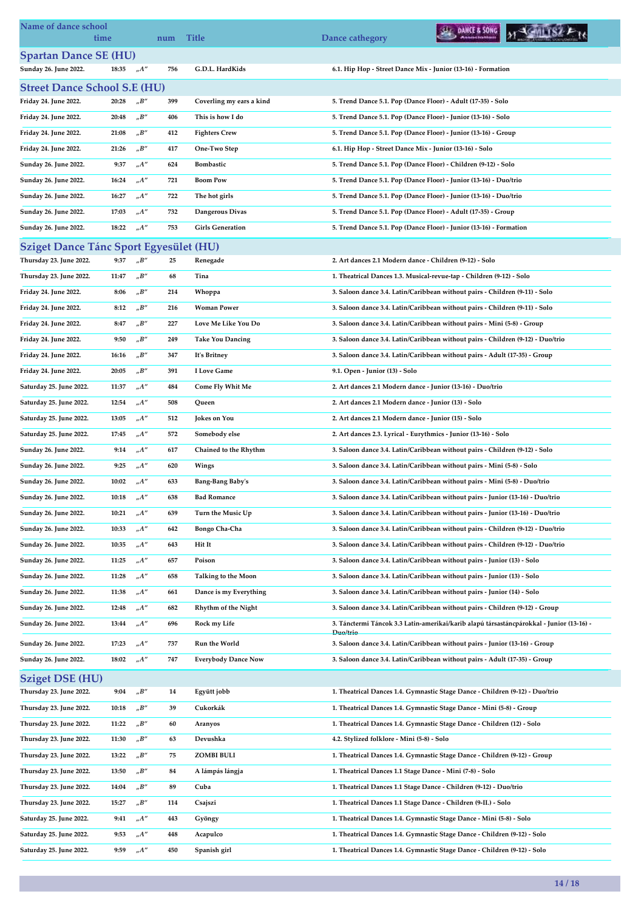| Name of dance school | time | | num | Title | Dance cathegory |
|---|---|---|---|---|---|
| **Spartan Dance SE (HU)** | | | | | |
| Sunday 26. June 2022. | 18:35 | „A" | 756 | G.D.L. HardKids | 6.1. Hip Hop - Street Dance Mix - Junior (13-16) - Formation |
| **Street Dance School S.E (HU)** | | | | | |
| Friday 24. June 2022. | 20:28 | „B" | 399 | Coverling my ears a kind | 5. Trend Dance 5.1. Pop (Dance Floor) - Adult (17-35) - Solo |
| Friday 24. June 2022. | 20:48 | „B" | 406 | This is how I do | 5. Trend Dance 5.1. Pop (Dance Floor) - Junior (13-16) - Solo |
| Friday 24. June 2022. | 21:08 | „B" | 412 | Fighters Crew | 5. Trend Dance 5.1. Pop (Dance Floor) - Junior (13-16) - Group |
| Friday 24. June 2022. | 21:26 | „B" | 417 | One-Two Step | 6.1. Hip Hop - Street Dance Mix - Junior (13-16) - Solo |
| Sunday 26. June 2022. | 9:37 | „A" | 624 | Bombastic | 5. Trend Dance 5.1. Pop (Dance Floor) - Children (9-12) - Solo |
| Sunday 26. June 2022. | 16:24 | „A" | 721 | Boom Pow | 5. Trend Dance 5.1. Pop (Dance Floor) - Junior (13-16) - Duo/trio |
| Sunday 26. June 2022. | 16:27 | „A" | 722 | The hot girls | 5. Trend Dance 5.1. Pop (Dance Floor) - Junior (13-16) - Duo/trio |
| Sunday 26. June 2022. | 17:03 | „A" | 732 | Dangerous Divas | 5. Trend Dance 5.1. Pop (Dance Floor) - Adult (17-35) - Group |
| Sunday 26. June 2022. | 18:22 | „A" | 753 | Girls Generation | 5. Trend Dance 5.1. Pop (Dance Floor) - Junior (13-16) - Formation |
| **Sziget Dance Tánc Sport Egyesület (HU)** | | | | | |
| Thursday 23. June 2022. | 9:37 | „B" | 25 | Renegade | 2. Art dances 2.1 Modern dance - Children (9-12) - Solo |
| Thursday 23. June 2022. | 11:47 | „B" | 68 | Tina | 1. Theatrical Dances 1.3. Musical-revue-tap - Children (9-12) - Solo |
| Friday 24. June 2022. | 8:06 | „B" | 214 | Whoppa | 3. Saloon dance 3.4. Latin/Caribbean without pairs - Children (9-11) - Solo |
| Friday 24. June 2022. | 8:12 | „B" | 216 | Woman Power | 3. Saloon dance 3.4. Latin/Caribbean without pairs - Children (9-11) - Solo |
| Friday 24. June 2022. | 8:47 | „B" | 227 | Love Me Like You Do | 3. Saloon dance 3.4. Latin/Caribbean without pairs - Mini (5-8) - Group |
| Friday 24. June 2022. | 9:50 | „B" | 249 | Take You Dancing | 3. Saloon dance 3.4. Latin/Caribbean without pairs - Children (9-12) - Duo/trio |
| Friday 24. June 2022. | 16:16 | „B" | 347 | It's Britney | 3. Saloon dance 3.4. Latin/Caribbean without pairs - Adult (17-35) - Group |
| Friday 24. June 2022. | 20:05 | „B" | 391 | I Love Game | 9.1. Open - Junior (13) - Solo |
| Saturday 25. June 2022. | 11:37 | „A" | 484 | Come Fly Whit Me | 2. Art dances 2.1 Modern dance - Junior (13-16) - Duo/trio |
| Saturday 25. June 2022. | 12:54 | „A" | 508 | Queen | 2. Art dances 2.1 Modern dance - Junior (13) - Solo |
| Saturday 25. June 2022. | 13:05 | „A" | 512 | Jokes on You | 2. Art dances 2.1 Modern dance - Junior (15) - Solo |
| Saturday 25. June 2022. | 17:45 | „A" | 572 | Somebody else | 2. Art dances 2.3. Lyrical - Eurythmics - Junior (13-16) - Solo |
| Sunday 26. June 2022. | 9:14 | „A" | 617 | Chained to the Rhythm | 3. Saloon dance 3.4. Latin/Caribbean without pairs - Children (9-12) - Solo |
| Sunday 26. June 2022. | 9:25 | „A" | 620 | Wings | 3. Saloon dance 3.4. Latin/Caribbean without pairs - Mini (5-8) - Solo |
| Sunday 26. June 2022. | 10:02 | „A" | 633 | Bang-Bang Baby's | 3. Saloon dance 3.4. Latin/Caribbean without pairs - Mini (5-8) - Duo/trio |
| Sunday 26. June 2022. | 10:18 | „A" | 638 | Bad Romance | 3. Saloon dance 3.4. Latin/Caribbean without pairs - Junior (13-16) - Duo/trio |
| Sunday 26. June 2022. | 10:21 | „A" | 639 | Turn the Music Up | 3. Saloon dance 3.4. Latin/Caribbean without pairs - Junior (13-16) - Duo/trio |
| Sunday 26. June 2022. | 10:33 | „A" | 642 | Bongo Cha-Cha | 3. Saloon dance 3.4. Latin/Caribbean without pairs - Children (9-12) - Duo/trio |
| Sunday 26. June 2022. | 10:35 | „A" | 643 | Hit It | 3. Saloon dance 3.4. Latin/Caribbean without pairs - Children (9-12) - Duo/trio |
| Sunday 26. June 2022. | 11:25 | „A" | 657 | Poison | 3. Saloon dance 3.4. Latin/Caribbean without pairs - Junior (13) - Solo |
| Sunday 26. June 2022. | 11:28 | „A" | 658 | Talking to the Moon | 3. Saloon dance 3.4. Latin/Caribbean without pairs - Junior (13) - Solo |
| Sunday 26. June 2022. | 11:38 | „A" | 661 | Dance is my Everything | 3. Saloon dance 3.4. Latin/Caribbean without pairs - Junior (14) - Solo |
| Sunday 26. June 2022. | 12:48 | „A" | 682 | Rhythm of the Night | 3. Saloon dance 3.4. Latin/Caribbean without pairs - Children (9-12) - Group |
| Sunday 26. June 2022. | 13:44 | „A" | 696 | Rock my Life | 3. Tánctermi Táncok 3.3 Latin-amerikai/karib alapú társastáncpárokkal - Junior (13-16) - Duo/trio |
| Sunday 26. June 2022. | 17:23 | „A" | 737 | Run the World | 3. Saloon dance 3.4. Latin/Caribbean without pairs - Junior (13-16) - Group |
| Sunday 26. June 2022. | 18:02 | „A" | 747 | Everybody Dance Now | 3. Saloon dance 3.4. Latin/Caribbean without pairs - Adult (17-35) - Group |
| **Sziget DSE (HU)** | | | | | |
| Thursday 23. June 2022. | 9:04 | „B" | 14 | Együtt jobb | 1. Theatrical Dances 1.4. Gymnastic Stage Dance - Children (9-12) - Duo/trio |
| Thursday 23. June 2022. | 10:18 | „B" | 39 | Cukorkák | 1. Theatrical Dances 1.4. Gymnastic Stage Dance - Mini (5-8) - Group |
| Thursday 23. June 2022. | 11:22 | „B" | 60 | Aranyos | 1. Theatrical Dances 1.4. Gymnastic Stage Dance - Children (12) - Solo |
| Thursday 23. June 2022. | 11:30 | „B" | 63 | Devushka | 4.2. Stylized folklore - Mini (5-8) - Solo |
| Thursday 23. June 2022. | 13:22 | „B" | 75 | ZOMBI BULI | 1. Theatrical Dances 1.4. Gymnastic Stage Dance - Children (9-12) - Group |
| Thursday 23. June 2022. | 13:50 | „B" | 84 | A lámpás lángja | 1. Theatrical Dances 1.1 Stage Dance - Mini (7-8) - Solo |
| Thursday 23. June 2022. | 14:04 | „B" | 89 | Cuba | 1. Theatrical Dances 1.1 Stage Dance - Children (9-12) - Duo/trio |
| Thursday 23. June 2022. | 15:27 | „B" | 114 | Csajszi | 1. Theatrical Dances 1.1 Stage Dance - Children (9-II.) - Solo |
| Saturday 25. June 2022. | 9:41 | „A" | 443 | Gyöngy | 1. Theatrical Dances 1.4. Gymnastic Stage Dance - Mini (5-8) - Solo |
| Saturday 25. June 2022. | 9:53 | „A" | 448 | Acapulco | 1. Theatrical Dances 1.4. Gymnastic Stage Dance - Children (9-12) - Solo |
| Saturday 25. June 2022. | 9:59 | „A" | 450 | Spanish girl | 1. Theatrical Dances 1.4. Gymnastic Stage Dance - Children (9-12) - Solo |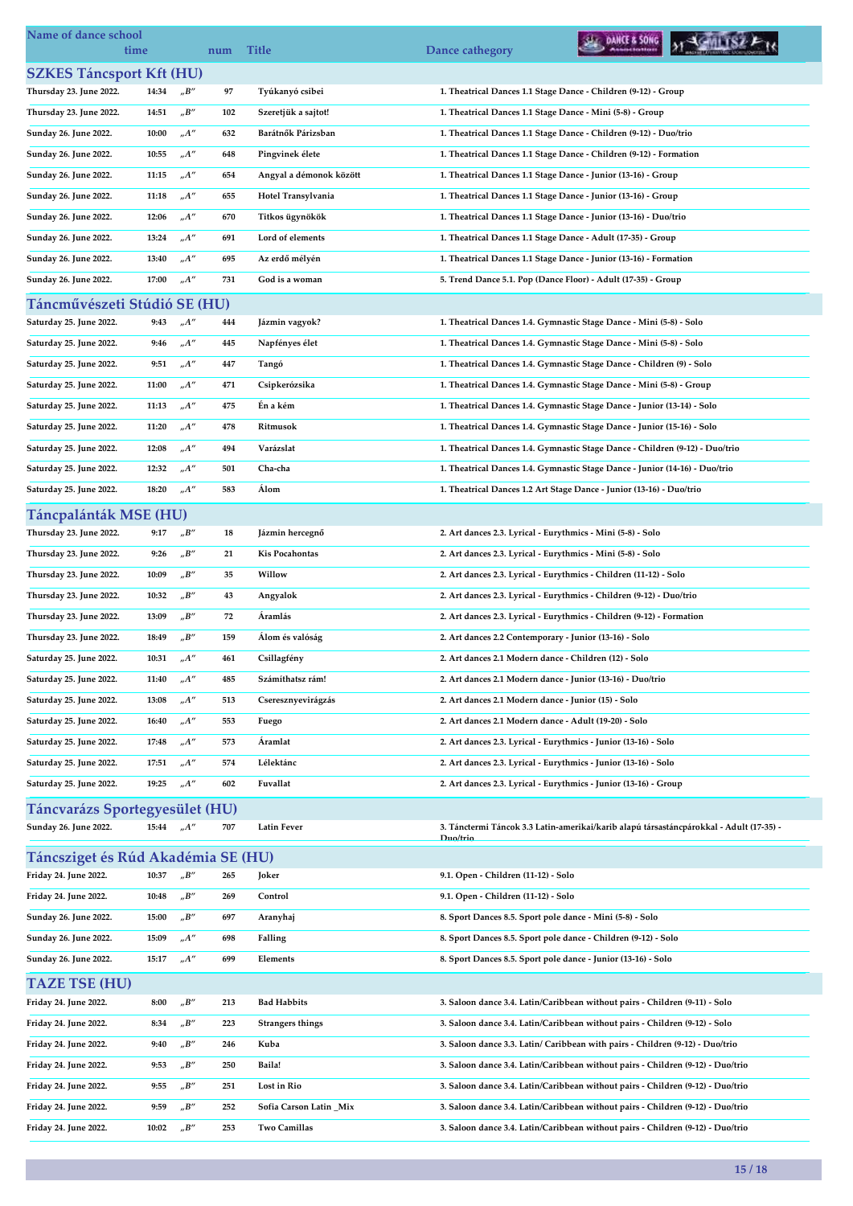| Name of dance school | time | | num | Title | Dance cathegory |
|---|---|---|---|---|---|
| **SZKES Táncsport Kft (HU)** | | | | | |
| Thursday 23. June 2022. | 14:34 | „B" | 97 | Tyúkanyó csibei | 1. Theatrical Dances 1.1 Stage Dance - Children (9-12) - Group |
| Thursday 23. June 2022. | 14:51 | „B" | 102 | Szeretjük a sajtot! | 1. Theatrical Dances 1.1 Stage Dance - Mini (5-8) - Group |
| Sunday 26. June 2022. | 10:00 | „A" | 632 | Barátnők Párizsban | 1. Theatrical Dances 1.1 Stage Dance - Children (9-12) - Duo/trio |
| Sunday 26. June 2022. | 10:55 | „A" | 648 | Pingvinek élete | 1. Theatrical Dances 1.1 Stage Dance - Children (9-12) - Formation |
| Sunday 26. June 2022. | 11:15 | „A" | 654 | Angyal a démonok között | 1. Theatrical Dances 1.1 Stage Dance - Junior (13-16) - Group |
| Sunday 26. June 2022. | 11:18 | „A" | 655 | Hotel Transylvania | 1. Theatrical Dances 1.1 Stage Dance - Junior (13-16) - Group |
| Sunday 26. June 2022. | 12:06 | „A" | 670 | Titkos ügynökök | 1. Theatrical Dances 1.1 Stage Dance - Junior (13-16) - Duo/trio |
| Sunday 26. June 2022. | 13:24 | „A" | 691 | Lord of elements | 1. Theatrical Dances 1.1 Stage Dance - Adult (17-35) - Group |
| Sunday 26. June 2022. | 13:40 | „A" | 695 | Az erdő mélyén | 1. Theatrical Dances 1.1 Stage Dance - Junior (13-16) - Formation |
| Sunday 26. June 2022. | 17:00 | „A" | 731 | God is a woman | 5. Trend Dance 5.1. Pop (Dance Floor) - Adult (17-35) - Group |
| **Táncművészeti Stúdió SE (HU)** | | | | | |
| Saturday 25. June 2022. | 9:43 | „A" | 444 | Jázmin vagyok? | 1. Theatrical Dances 1.4. Gymnastic Stage Dance - Mini (5-8) - Solo |
| Saturday 25. June 2022. | 9:46 | „A" | 445 | Napfényes élet | 1. Theatrical Dances 1.4. Gymnastic Stage Dance - Mini (5-8) - Solo |
| Saturday 25. June 2022. | 9:51 | „A" | 447 | Tangó | 1. Theatrical Dances 1.4. Gymnastic Stage Dance - Children (9) - Solo |
| Saturday 25. June 2022. | 11:00 | „A" | 471 | Csipkerózsika | 1. Theatrical Dances 1.4. Gymnastic Stage Dance - Mini (5-8) - Group |
| Saturday 25. June 2022. | 11:13 | „A" | 475 | Én a kém | 1. Theatrical Dances 1.4. Gymnastic Stage Dance - Junior (13-14) - Solo |
| Saturday 25. June 2022. | 11:20 | „A" | 478 | Ritmusok | 1. Theatrical Dances 1.4. Gymnastic Stage Dance - Junior (15-16) - Solo |
| Saturday 25. June 2022. | 12:08 | „A" | 494 | Varázslat | 1. Theatrical Dances 1.4. Gymnastic Stage Dance - Children (9-12) - Duo/trio |
| Saturday 25. June 2022. | 12:32 | „A" | 501 | Cha-cha | 1. Theatrical Dances 1.4. Gymnastic Stage Dance - Junior (14-16) - Duo/trio |
| Saturday 25. June 2022. | 18:20 | „A" | 583 | Álom | 1. Theatrical Dances 1.2 Art Stage Dance - Junior (13-16) - Duo/trio |
| **Táncpalánták MSE (HU)** | | | | | |
| Thursday 23. June 2022. | 9:17 | „B" | 18 | Jázmin hercegnő | 2. Art dances 2.3. Lyrical - Eurythmics - Mini (5-8) - Solo |
| Thursday 23. June 2022. | 9:26 | „B" | 21 | Kis Pocahontas | 2. Art dances 2.3. Lyrical - Eurythmics - Mini (5-8) - Solo |
| Thursday 23. June 2022. | 10:09 | „B" | 35 | Willow | 2. Art dances 2.3. Lyrical - Eurythmics - Children (11-12) - Solo |
| Thursday 23. June 2022. | 10:32 | „B" | 43 | Angyalok | 2. Art dances 2.3. Lyrical - Eurythmics - Children (9-12) - Duo/trio |
| Thursday 23. June 2022. | 13:09 | „B" | 72 | Áramlás | 2. Art dances 2.3. Lyrical - Eurythmics - Children (9-12) - Formation |
| Thursday 23. June 2022. | 18:49 | „B" | 159 | Álom és valóság | 2. Art dances 2.2 Contemporary - Junior (13-16) - Solo |
| Saturday 25. June 2022. | 10:31 | „A" | 461 | Csillagfény | 2. Art dances 2.1 Modern dance - Children (12) - Solo |
| Saturday 25. June 2022. | 11:40 | „A" | 485 | Számíthatsz rám! | 2. Art dances 2.1 Modern dance - Junior (13-16) - Duo/trio |
| Saturday 25. June 2022. | 13:08 | „A" | 513 | Cseresznyevirágzás | 2. Art dances 2.1 Modern dance - Junior (15) - Solo |
| Saturday 25. June 2022. | 16:40 | „A" | 553 | Fuego | 2. Art dances 2.1 Modern dance - Adult (19-20) - Solo |
| Saturday 25. June 2022. | 17:48 | „A" | 573 | Áramlat | 2. Art dances 2.3. Lyrical - Eurythmics - Junior (13-16) - Solo |
| Saturday 25. June 2022. | 17:51 | „A" | 574 | Lélektánc | 2. Art dances 2.3. Lyrical - Eurythmics - Junior (13-16) - Solo |
| Saturday 25. June 2022. | 19:25 | „A" | 602 | Fuvallat | 2. Art dances 2.3. Lyrical - Eurythmics - Junior (13-16) - Group |
| **Táncvarázs Sportegyesület (HU)** | | | | | |
| Sunday 26. June 2022. | 15:44 | „A" | 707 | Latin Fever | 3. Tánctermi Táncok 3.3 Latin-amerikai/karib alapú társastáncpárokkal - Adult (17-35) - Duo/trio |
| **Táncsziget és Rúd Akadémia SE (HU)** | | | | | |
| Friday 24. June 2022. | 10:37 | „B" | 265 | Joker | 9.1. Open - Children (11-12) - Solo |
| Friday 24. June 2022. | 10:48 | „B" | 269 | Control | 9.1. Open - Children (11-12) - Solo |
| Sunday 26. June 2022. | 15:00 | „B" | 697 | Aranyhaj | 8. Sport Dances 8.5. Sport pole dance - Mini (5-8) - Solo |
| Sunday 26. June 2022. | 15:09 | „A" | 698 | Falling | 8. Sport Dances 8.5. Sport pole dance - Children (9-12) - Solo |
| Sunday 26. June 2022. | 15:17 | „A" | 699 | Elements | 8. Sport Dances 8.5. Sport pole dance - Junior (13-16) - Solo |
| **TAZE TSE (HU)** | | | | | |
| Friday 24. June 2022. | 8:00 | „B" | 213 | Bad Habbits | 3. Saloon dance 3.4. Latin/Caribbean without pairs - Children (9-11) - Solo |
| Friday 24. June 2022. | 8:34 | „B" | 223 | Strangers things | 3. Saloon dance 3.4. Latin/Caribbean without pairs - Children (9-12) - Solo |
| Friday 24. June 2022. | 9:40 | „B" | 246 | Kuba | 3. Saloon dance 3.3. Latin/ Caribbean with pairs - Children (9-12) - Duo/trio |
| Friday 24. June 2022. | 9:53 | „B" | 250 | Baila! | 3. Saloon dance 3.4. Latin/Caribbean without pairs - Children (9-12) - Duo/trio |
| Friday 24. June 2022. | 9:55 | „B" | 251 | Lost in Rio | 3. Saloon dance 3.4. Latin/Caribbean without pairs - Children (9-12) - Duo/trio |
| Friday 24. June 2022. | 9:59 | „B" | 252 | Sofia Carson Latin _Mix | 3. Saloon dance 3.4. Latin/Caribbean without pairs - Children (9-12) - Duo/trio |
| Friday 24. June 2022. | 10:02 | „B" | 253 | Two Camillas | 3. Saloon dance 3.4. Latin/Caribbean without pairs - Children (9-12) - Duo/trio |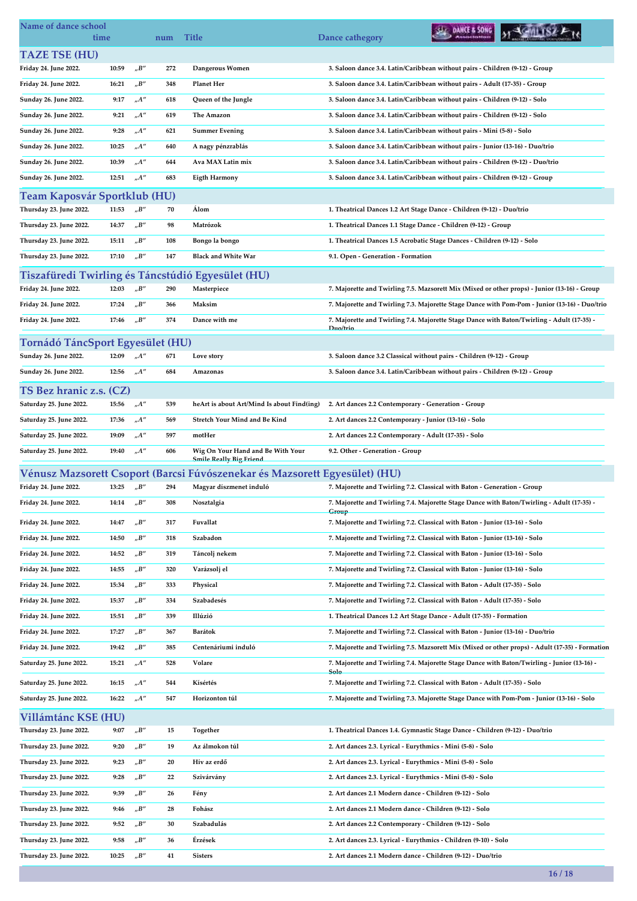| Name of dance school | time | | num | Title | Dance cathegory |
|---|---|---|---|---|---|

## TAZE TSE (HU)

| | | | | | |
|---|---|---|---|---|---|
| Friday 24. June 2022. | 10:59 | „B" | 272 | Dangerous Women | 3. Saloon dance 3.4. Latin/Caribbean without pairs - Children (9-12) - Group |
| Friday 24. June 2022. | 16:21 | „B" | 348 | Planet Her | 3. Saloon dance 3.4. Latin/Caribbean without pairs - Adult (17-35) - Group |
| Sunday 26. June 2022. | 9:17 | „A" | 618 | Queen of the Jungle | 3. Saloon dance 3.4. Latin/Caribbean without pairs - Children (9-12) - Solo |
| Sunday 26. June 2022. | 9:21 | „A" | 619 | The Amazon | 3. Saloon dance 3.4. Latin/Caribbean without pairs - Children (9-12) - Solo |
| Sunday 26. June 2022. | 9:28 | „A" | 621 | Summer Evening | 3. Saloon dance 3.4. Latin/Caribbean without pairs - Mini (5-8) - Solo |
| Sunday 26. June 2022. | 10:25 | „A" | 640 | A nagy pénzrablás | 3. Saloon dance 3.4. Latin/Caribbean without pairs - Junior (13-16) - Duo/trio |
| Sunday 26. June 2022. | 10:39 | „A" | 644 | Ava MAX Latin mix | 3. Saloon dance 3.4. Latin/Caribbean without pairs - Children (9-12) - Duo/trio |
| Sunday 26. June 2022. | 12:51 | „A" | 683 | Eigth Harmony | 3. Saloon dance 3.4. Latin/Caribbean without pairs - Children (9-12) - Group |

## Team Kaposvár Sportklub (HU)

| | | | | | |
|---|---|---|---|---|---|
| Thursday 23. June 2022. | 11:53 | „B" | 70 | Álom | 1. Theatrical Dances 1.2 Art Stage Dance - Children (9-12) - Duo/trio |
| Thursday 23. June 2022. | 14:37 | „B" | 98 | Matrózok | 1. Theatrical Dances 1.1 Stage Dance - Children (9-12) - Group |
| Thursday 23. June 2022. | 15:11 | „B" | 108 | Bongo la bongo | 1. Theatrical Dances 1.5 Acrobatic Stage Dances - Children (9-12) - Solo |
| Thursday 23. June 2022. | 17:10 | „B" | 147 | Black and White War | 9.1. Open - Generation - Formation |

## Tiszafüredi Twirling és Táncstúdió Egyesület (HU)

| | | | | | |
|---|---|---|---|---|---|
| Friday 24. June 2022. | 12:03 | „B" | 290 | Masterpiece | 7. Majorette and Twirling 7.5. Mazsorett Mix (Mixed or other props) - Junior (13-16) - Group |
| Friday 24. June 2022. | 17:24 | „B" | 366 | Maksim | 7. Majorette and Twirling 7.3. Majorette Stage Dance with Pom-Pom - Junior (13-16) - Duo/trio |
| Friday 24. June 2022. | 17:46 | „B" | 374 | Dance with me | 7. Majorette and Twirling 7.4. Majorette Stage Dance with Baton/Twirling - Adult (17-35) - Duo/trio |

## Tornádó TáncSport Egyesület (HU)

| | | | | | |
|---|---|---|---|---|---|
| Sunday 26. June 2022. | 12:09 | „A" | 671 | Love story | 3. Saloon dance 3.2 Classical without pairs - Children (9-12) - Group |
| Sunday 26. June 2022. | 12:56 | „A" | 684 | Amazonas | 3. Saloon dance 3.4. Latin/Caribbean without pairs - Children (9-12) - Group |

## TS Bez hranic z.s. (CZ)

| | | | | | |
|---|---|---|---|---|---|
| Saturday 25. June 2022. | 15:56 | „A" | 539 | heArt is about Art/Mind Is about Find(ing) | 2. Art dances 2.2 Contemporary - Generation - Group |
| Saturday 25. June 2022. | 17:36 | „A" | 569 | Stretch Your Mind and Be Kind | 2. Art dances 2.2 Contemporary - Junior (13-16) - Solo |
| Saturday 25. June 2022. | 19:09 | „A" | 597 | motHer | 2. Art dances 2.2 Contemporary - Adult (17-35) - Solo |
| Saturday 25. June 2022. | 19:40 | „A" | 606 | Wig On Your Hand and Be With Your Smile Really Big Friend | 9.2. Other - Generation - Group |

## Vénusz Mazsorett Csoport (Barcsi Fúvószenekar és Mazsorett Egyesület) (HU)

| | | | | | |
|---|---|---|---|---|---|
| Friday 24. June 2022. | 13:25 | „B" | 294 | Magyar díszmenet induló | 7. Majorette and Twirling 7.2. Classical with Baton - Generation - Group |
| Friday 24. June 2022. | 14:14 | „B" | 308 | Nosztalgia | 7. Majorette and Twirling 7.4. Majorette Stage Dance with Baton/Twirling - Adult (17-35) - Group |
| Friday 24. June 2022. | 14:47 | „B" | 317 | Fuvallat | 7. Majorette and Twirling 7.2. Classical with Baton - Junior (13-16) - Solo |
| Friday 24. June 2022. | 14:50 | „B" | 318 | Szabadon | 7. Majorette and Twirling 7.2. Classical with Baton - Junior (13-16) - Solo |
| Friday 24. June 2022. | 14:52 | „B" | 319 | Táncolj nekem | 7. Majorette and Twirling 7.2. Classical with Baton - Junior (13-16) - Solo |
| Friday 24. June 2022. | 14:55 | „B" | 320 | Varázsolj el | 7. Majorette and Twirling 7.2. Classical with Baton - Junior (13-16) - Solo |
| Friday 24. June 2022. | 15:34 | „B" | 333 | Physical | 7. Majorette and Twirling 7.2. Classical with Baton - Adult (17-35) - Solo |
| Friday 24. June 2022. | 15:37 | „B" | 334 | Szabadesés | 7. Majorette and Twirling 7.2. Classical with Baton - Adult (17-35) - Solo |
| Friday 24. June 2022. | 15:51 | „B" | 339 | Illúzió | 1. Theatrical Dances 1.2 Art Stage Dance - Adult (17-35) - Formation |
| Friday 24. June 2022. | 17:27 | „B" | 367 | Barátok | 7. Majorette and Twirling 7.2. Classical with Baton - Junior (13-16) - Duo/trio |
| Friday 24. June 2022. | 19:42 | „B" | 385 | Centenáriumi induló | 7. Majorette and Twirling 7.5. Mazsorett Mix (Mixed or other props) - Adult (17-35) - Formation |
| Saturday 25. June 2022. | 15:21 | „A" | 528 | Volare | 7. Majorette and Twirling 7.4. Majorette Stage Dance with Baton/Twirling - Junior (13-16) - Solo |
| Saturday 25. June 2022. | 16:15 | „A" | 544 | Kísértés | 7. Majorette and Twirling 7.2. Classical with Baton - Adult (17-35) - Solo |
| Saturday 25. June 2022. | 16:22 | „A" | 547 | Horizonton túl | 7. Majorette and Twirling 7.3. Majorette Stage Dance with Pom-Pom - Junior (13-16) - Solo |

## Villámtánc KSE (HU)

| | | | | | |
|---|---|---|---|---|---|
| Thursday 23. June 2022. | 9:07 | „B" | 15 | Together | 1. Theatrical Dances 1.4. Gymnastic Stage Dance - Children (9-12) - Duo/trio |
| Thursday 23. June 2022. | 9:20 | „B" | 19 | Az álmokon túl | 2. Art dances 2.3. Lyrical - Eurythmics - Mini (5-8) - Solo |
| Thursday 23. June 2022. | 9:23 | „B" | 20 | Hív az erdő | 2. Art dances 2.3. Lyrical - Eurythmics - Mini (5-8) - Solo |
| Thursday 23. June 2022. | 9:28 | „B" | 22 | Szivárvány | 2. Art dances 2.3. Lyrical - Eurythmics - Mini (5-8) - Solo |
| Thursday 23. June 2022. | 9:39 | „B" | 26 | Fény | 2. Art dances 2.1 Modern dance - Children (9-12) - Solo |
| Thursday 23. June 2022. | 9:46 | „B" | 28 | Fohász | 2. Art dances 2.1 Modern dance - Children (9-12) - Solo |
| Thursday 23. June 2022. | 9:52 | „B" | 30 | Szabadulás | 2. Art dances 2.2 Contemporary - Children (9-12) - Solo |
| Thursday 23. June 2022. | 9:58 | „B" | 36 | Érzések | 2. Art dances 2.3. Lyrical - Eurythmics - Children (9-10) - Solo |
| Thursday 23. June 2022. | 10:25 | „B" | 41 | Sisters | 2. Art dances 2.1 Modern dance - Children (9-12) - Duo/trio |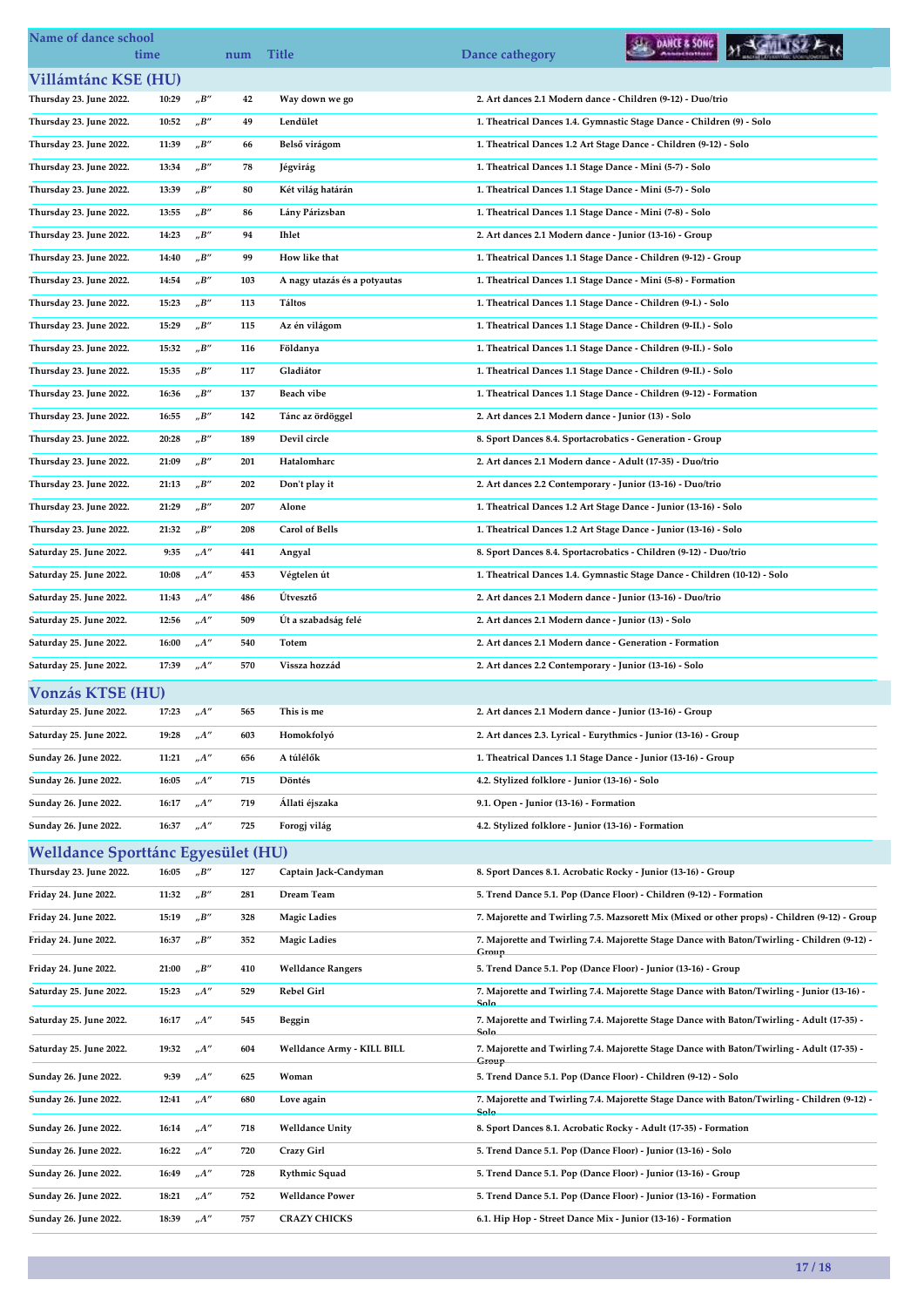| Name of dance school time | | num | Title | Dance cathegory |
|---|---|---|---|---|

## Villámtánc KSE (HU)

| Date | time | | num | Title | Dance cathegory |
|---|---|---|---|---|---|
| Thursday 23. June 2022. | 10:29 | „B" | 42 | Way down we go | 2. Art dances 2.1 Modern dance - Children (9-12) - Duo/trio |
| Thursday 23. June 2022. | 10:52 | „B" | 49 | Lendület | 1. Theatrical Dances 1.4. Gymnastic Stage Dance - Children (9) - Solo |
| Thursday 23. June 2022. | 11:39 | „B" | 66 | Belső virágom | 1. Theatrical Dances 1.2 Art Stage Dance - Children (9-12) - Solo |
| Thursday 23. June 2022. | 13:34 | „B" | 78 | Jégvirág | 1. Theatrical Dances 1.1 Stage Dance - Mini (5-7) - Solo |
| Thursday 23. June 2022. | 13:39 | „B" | 80 | Két világ határán | 1. Theatrical Dances 1.1 Stage Dance - Mini (5-7) - Solo |
| Thursday 23. June 2022. | 13:55 | „B" | 86 | Lány Párizsban | 1. Theatrical Dances 1.1 Stage Dance - Mini (7-8) - Solo |
| Thursday 23. June 2022. | 14:23 | „B" | 94 | Ihlet | 2. Art dances 2.1 Modern dance - Junior (13-16) - Group |
| Thursday 23. June 2022. | 14:40 | „B" | 99 | How like that | 1. Theatrical Dances 1.1 Stage Dance - Children (9-12) - Group |
| Thursday 23. June 2022. | 14:54 | „B" | 103 | A nagy utazás és a potyautas | 1. Theatrical Dances 1.1 Stage Dance - Mini (5-8) - Formation |
| Thursday 23. June 2022. | 15:23 | „B" | 113 | Táltos | 1. Theatrical Dances 1.1 Stage Dance - Children (9-I.) - Solo |
| Thursday 23. June 2022. | 15:29 | „B" | 115 | Az én világom | 1. Theatrical Dances 1.1 Stage Dance - Children (9-II.) - Solo |
| Thursday 23. June 2022. | 15:32 | „B" | 116 | Földanya | 1. Theatrical Dances 1.1 Stage Dance - Children (9-II.) - Solo |
| Thursday 23. June 2022. | 15:35 | „B" | 117 | Gladiátor | 1. Theatrical Dances 1.1 Stage Dance - Children (9-II.) - Solo |
| Thursday 23. June 2022. | 16:36 | „B" | 137 | Beach vibe | 1. Theatrical Dances 1.1 Stage Dance - Children (9-12) - Formation |
| Thursday 23. June 2022. | 16:55 | „B" | 142 | Tánc az ördöggel | 2. Art dances 2.1 Modern dance - Junior (13) - Solo |
| Thursday 23. June 2022. | 20:28 | „B" | 189 | Devil circle | 8. Sport Dances 8.4. Sportacrobatics - Generation - Group |
| Thursday 23. June 2022. | 21:09 | „B" | 201 | Hatalomharc | 2. Art dances 2.1 Modern dance - Adult (17-35) - Duo/trio |
| Thursday 23. June 2022. | 21:13 | „B" | 202 | Don't play it | 2. Art dances 2.2 Contemporary - Junior (13-16) - Duo/trio |
| Thursday 23. June 2022. | 21:29 | „B" | 207 | Alone | 1. Theatrical Dances 1.2 Art Stage Dance - Junior (13-16) - Solo |
| Thursday 23. June 2022. | 21:32 | „B" | 208 | Carol of Bells | 1. Theatrical Dances 1.2 Art Stage Dance - Junior (13-16) - Solo |
| Saturday 25. June 2022. | 9:35 | „A" | 441 | Angyal | 8. Sport Dances 8.4. Sportacrobatics - Children (9-12) - Duo/trio |
| Saturday 25. June 2022. | 10:08 | „A" | 453 | Végtelen út | 1. Theatrical Dances 1.4. Gymnastic Stage Dance - Children (10-12) - Solo |
| Saturday 25. June 2022. | 11:43 | „A" | 486 | Útvesztő | 2. Art dances 2.1 Modern dance - Junior (13-16) - Duo/trio |
| Saturday 25. June 2022. | 12:56 | „A" | 509 | Út a szabadság felé | 2. Art dances 2.1 Modern dance - Junior (13) - Solo |
| Saturday 25. June 2022. | 16:00 | „A" | 540 | Totem | 2. Art dances 2.1 Modern dance - Generation - Formation |
| Saturday 25. June 2022. | 17:39 | „A" | 570 | Vissza hozzád | 2. Art dances 2.2 Contemporary - Junior (13-16) - Solo |

## Vonzás KTSE (HU)

| Date | time | | num | Title | Dance cathegory |
|---|---|---|---|---|---|
| Saturday 25. June 2022. | 17:23 | „A" | 565 | This is me | 2. Art dances 2.1 Modern dance - Junior (13-16) - Group |
| Saturday 25. June 2022. | 19:28 | „A" | 603 | Homokfolyó | 2. Art dances 2.3. Lyrical - Eurythmics - Junior (13-16) - Group |
| Sunday 26. June 2022. | 11:21 | „A" | 656 | A túlélők | 1. Theatrical Dances 1.1 Stage Dance - Junior (13-16) - Group |
| Sunday 26. June 2022. | 16:05 | „A" | 715 | Döntés | 4.2. Stylized folklore - Junior (13-16) - Solo |
| Sunday 26. June 2022. | 16:17 | „A" | 719 | Állati éjszaka | 9.1. Open - Junior (13-16) - Formation |
| Sunday 26. June 2022. | 16:37 | „A" | 725 | Forogj világ | 4.2. Stylized folklore - Junior (13-16) - Formation |

## Welldance Sporttánc Egyesület (HU)

| Date | time | | num | Title | Dance cathegory |
|---|---|---|---|---|---|
| Thursday 23. June 2022. | 16:05 | „B" | 127 | Captain Jack-Candyman | 8. Sport Dances 8.1. Acrobatic Rocky - Junior (13-16) - Group |
| Friday 24. June 2022. | 11:32 | „B" | 281 | Dream Team | 5. Trend Dance 5.1. Pop (Dance Floor) - Children (9-12) - Formation |
| Friday 24. June 2022. | 15:19 | „B" | 328 | Magic Ladies | 7. Majorette and Twirling 7.5. Mazsorett Mix (Mixed or other props) - Children (9-12) - Group |
| Friday 24. June 2022. | 16:37 | „B" | 352 | Magic Ladies | 7. Majorette and Twirling 7.4. Majorette Stage Dance with Baton/Twirling - Children (9-12) - Group |
| Friday 24. June 2022. | 21:00 | „B" | 410 | Welldance Rangers | 5. Trend Dance 5.1. Pop (Dance Floor) - Junior (13-16) - Group |
| Saturday 25. June 2022. | 15:23 | „A" | 529 | Rebel Girl | 7. Majorette and Twirling 7.4. Majorette Stage Dance with Baton/Twirling - Junior (13-16) - Solo |
| Saturday 25. June 2022. | 16:17 | „A" | 545 | Beggin | 7. Majorette and Twirling 7.4. Majorette Stage Dance with Baton/Twirling - Adult (17-35) - Solo |
| Saturday 25. June 2022. | 19:32 | „A" | 604 | Welldance Army - KILL BILL | 7. Majorette and Twirling 7.4. Majorette Stage Dance with Baton/Twirling - Adult (17-35) - Group |
| Sunday 26. June 2022. | 9:39 | „A" | 625 | Woman | 5. Trend Dance 5.1. Pop (Dance Floor) - Children (9-12) - Solo |
| Sunday 26. June 2022. | 12:41 | „A" | 680 | Love again | 7. Majorette and Twirling 7.4. Majorette Stage Dance with Baton/Twirling - Children (9-12) - Solo |
| Sunday 26. June 2022. | 16:14 | „A" | 718 | Welldance Unity | 8. Sport Dances 8.1. Acrobatic Rocky - Adult (17-35) - Formation |
| Sunday 26. June 2022. | 16:22 | „A" | 720 | Crazy Girl | 5. Trend Dance 5.1. Pop (Dance Floor) - Junior (13-16) - Solo |
| Sunday 26. June 2022. | 16:49 | „A" | 728 | Rythmic Squad | 5. Trend Dance 5.1. Pop (Dance Floor) - Junior (13-16) - Group |
| Sunday 26. June 2022. | 18:21 | „A" | 752 | Welldance Power | 5. Trend Dance 5.1. Pop (Dance Floor) - Junior (13-16) - Formation |
| Sunday 26. June 2022. | 18:39 | „A" | 757 | CRAZY CHICKS | 6.1. Hip Hop - Street Dance Mix - Junior (13-16) - Formation |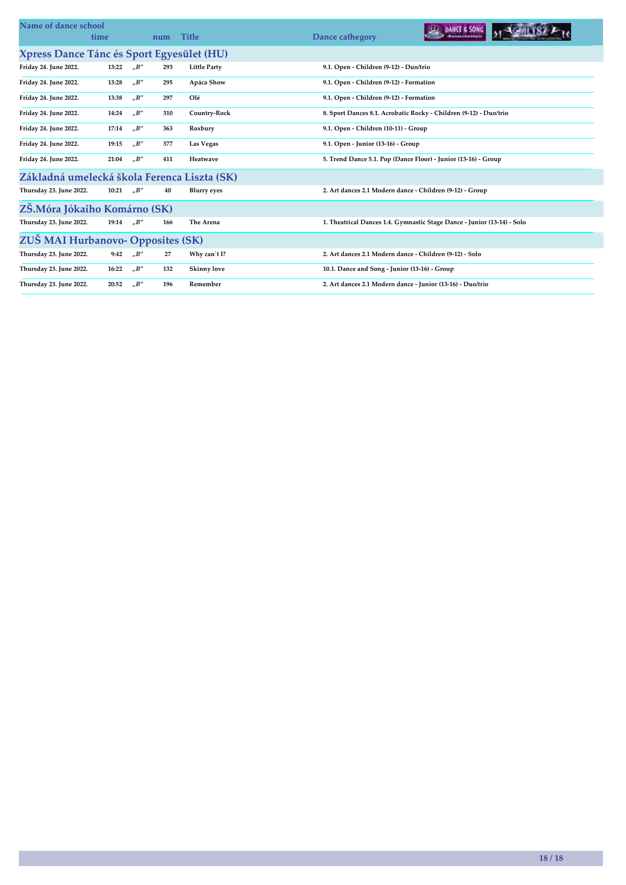| Name of dance school time | | | num | Title | Dance cathegory |
|---|---|---|---|---|---|

## Xpress Dance Tánc és Sport Egyesület (HU)

| | | | | | |
|---|---|---|---|---|---|
| Friday 24. June 2022. | 13:22 | „B" | 293 | Little Party | 9.1. Open - Children (9-12) - Duo/trio |
| Friday 24. June 2022. | 13:28 | „B" | 295 | Apáca Show | 9.1. Open - Children (9-12) - Formation |
| Friday 24. June 2022. | 13:38 | „B" | 297 | Olé | 9.1. Open - Children (9-12) - Formation |
| Friday 24. June 2022. | 14:24 | „B" | 310 | Country-Rock | 8. Sport Dances 8.1. Acrobatic Rocky - Children (9-12) - Duo/trio |
| Friday 24. June 2022. | 17:14 | „B" | 363 | Roxbury | 9.1. Open - Children (10-11) - Group |
| Friday 24. June 2022. | 19:15 | „B" | 377 | Las Vegas | 9.1. Open - Junior (13-16) - Group |
| Friday 24. June 2022. | 21:04 | „B" | 411 | Heatwave | 5. Trend Dance 5.1. Pop (Dance Floor) - Junior (13-16) - Group |

## Základná umelecká škola Ferenca Liszta (SK)

| | | | | | |
|---|---|---|---|---|---|
| Thursday 23. June 2022. | 10:21 | „B" | 40 | Blurry eyes | 2. Art dances 2.1 Modern dance - Children (9-12) - Group |

## ZŠ.Móra Jókaiho Komárno (SK)

| | | | | | |
|---|---|---|---|---|---|
| Thursday 23. June 2022. | 19:14 | „B" | 166 | The Arena | 1. Theatrical Dances 1.4. Gymnastic Stage Dance - Junior (13-14) - Solo |

## ZUŠ MAI Hurbanovo- Opposites (SK)

| | | | | | |
|---|---|---|---|---|---|
| Thursday 23. June 2022. | 9:42 | „B" | 27 | Why can´t I? | 2. Art dances 2.1 Modern dance - Children (9-12) - Solo |
| Thursday 23. June 2022. | 16:22 | „B" | 132 | Skinny love | 10.1. Dance and Song - Junior (13-16) - Group |
| Thursday 23. June 2022. | 20:52 | „B" | 196 | Remember | 2. Art dances 2.1 Modern dance - Junior (13-16) - Duo/trio |